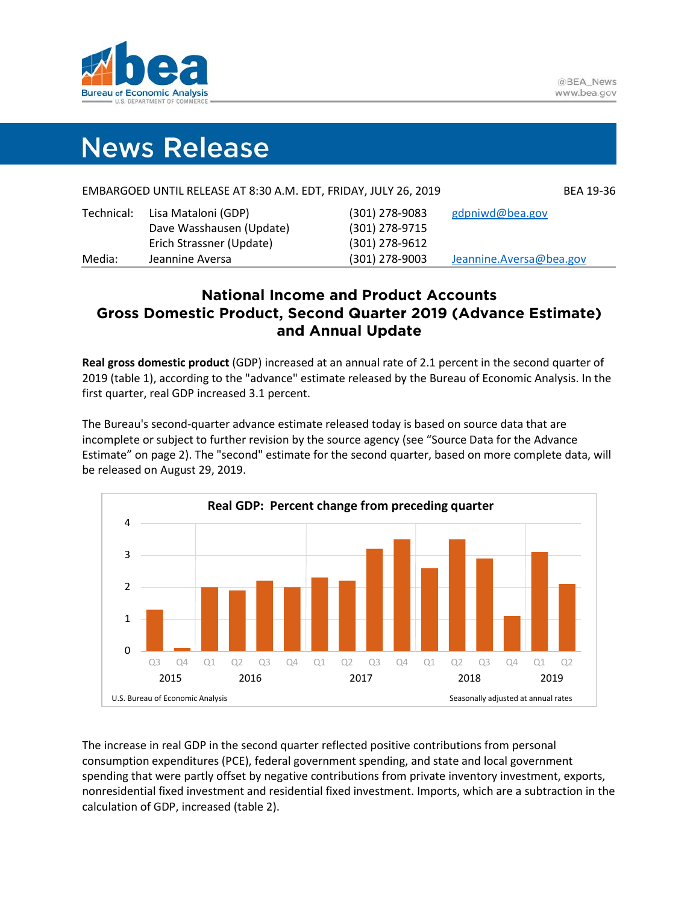@BEA_News
www.bea.gov

# News Release

EMBARGOED UNTIL RELEASE AT 8:30 A.M. EDT, FRIDAY, JULY 26, 2019 — BEA 19-36

| | | | |
|---|---|---|---|
| Technical: | Lisa Mataloni (GDP) | (301) 278-9083 | gdpniwd@bea.gov |
| | Dave Wasshausen (Update) | (301) 278-9715 | |
| | Erich Strassner (Update) | (301) 278-9612 | |
| Media: | Jeannine Aversa | (301) 278-9003 | Jeannine.Aversa@bea.gov |

## National Income and Product Accounts
## Gross Domestic Product, Second Quarter 2019 (Advance Estimate) and Annual Update

**Real gross domestic product** (GDP) increased at an annual rate of 2.1 percent in the second quarter of 2019 (table 1), according to the "advance" estimate released by the Bureau of Economic Analysis. In the first quarter, real GDP increased 3.1 percent.

The Bureau's second-quarter advance estimate released today is based on source data that are incomplete or subject to further revision by the source agency (see "Source Data for the Advance Estimate" on page 2). The "second" estimate for the second quarter, based on more complete data, will be released on August 29, 2019.

**Real GDP: Percent change from preceding quarter**

| Year | Quarter | Percent change |
|---|---|---|
| 2015 | Q3 | 1.3 |
| 2015 | Q4 | 0.1 |
| 2016 | Q1 | 2.0 |
| 2016 | Q2 | 1.9 |
| 2016 | Q3 | 2.2 |
| 2016 | Q4 | 2.0 |
| 2017 | Q1 | 2.3 |
| 2017 | Q2 | 2.2 |
| 2017 | Q3 | 3.2 |
| 2017 | Q4 | 3.5 |
| 2018 | Q1 | 2.6 |
| 2018 | Q2 | 3.5 |
| 2018 | Q3 | 2.9 |
| 2018 | Q4 | 1.1 |
| 2019 | Q1 | 3.1 |
| 2019 | Q2 | 2.1 |

U.S. Bureau of Economic Analysis — Seasonally adjusted at annual rates

The increase in real GDP in the second quarter reflected positive contributions from personal consumption expenditures (PCE), federal government spending, and state and local government spending that were partly offset by negative contributions from private inventory investment, exports, nonresidential fixed investment and residential fixed investment. Imports, which are a subtraction in the calculation of GDP, increased (table 2).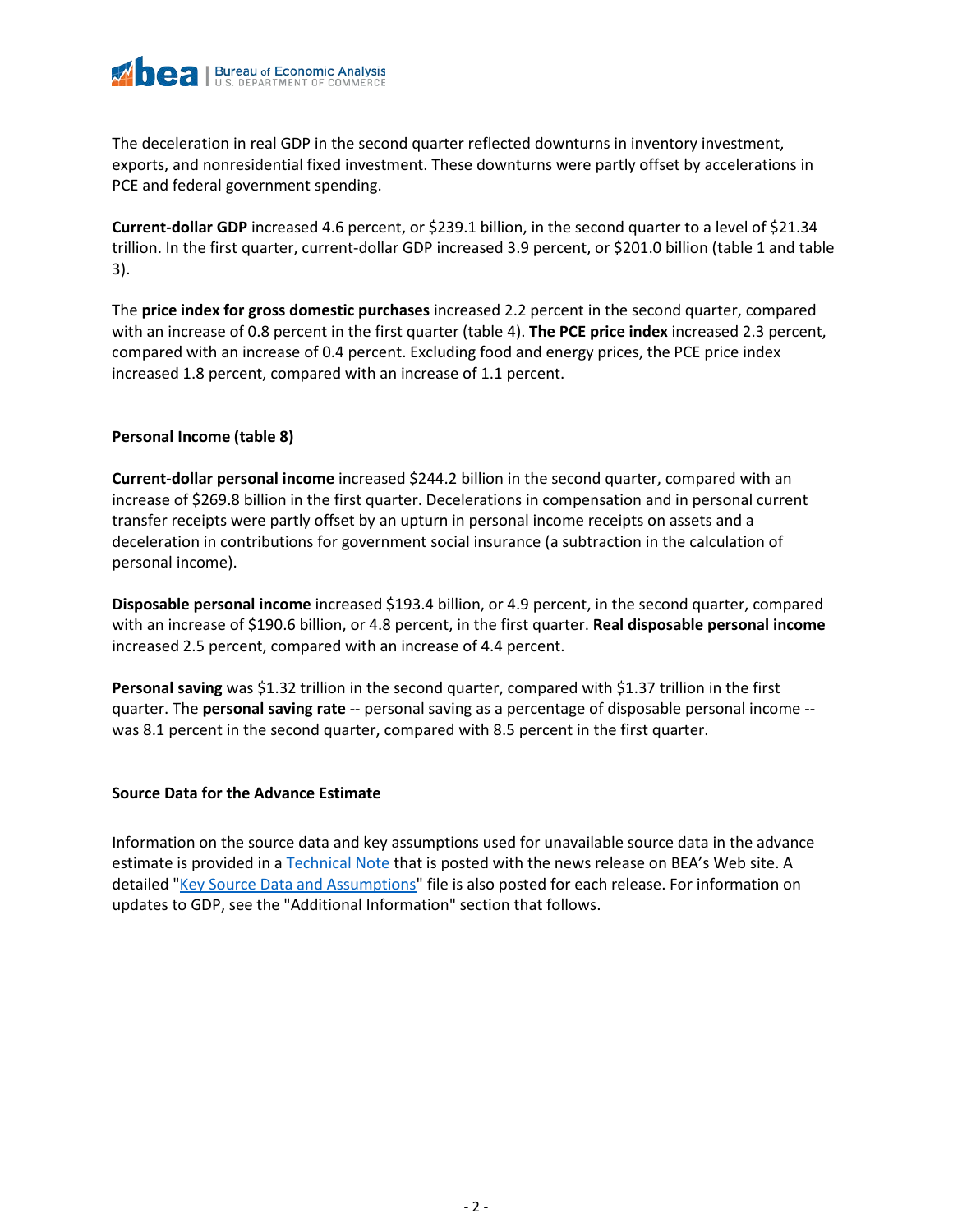The deceleration in real GDP in the second quarter reflected downturns in inventory investment, exports, and nonresidential fixed investment. These downturns were partly offset by accelerations in PCE and federal government spending.

**Current-dollar GDP** increased 4.6 percent, or $239.1 billion, in the second quarter to a level of $21.34 trillion. In the first quarter, current-dollar GDP increased 3.9 percent, or $201.0 billion (table 1 and table 3).

The **price index for gross domestic purchases** increased 2.2 percent in the second quarter, compared with an increase of 0.8 percent in the first quarter (table 4). **The PCE price index** increased 2.3 percent, compared with an increase of 0.4 percent. Excluding food and energy prices, the PCE price index increased 1.8 percent, compared with an increase of 1.1 percent.

### Personal Income (table 8)

**Current-dollar personal income** increased $244.2 billion in the second quarter, compared with an increase of $269.8 billion in the first quarter. Decelerations in compensation and in personal current transfer receipts were partly offset by an upturn in personal income receipts on assets and a deceleration in contributions for government social insurance (a subtraction in the calculation of personal income).

**Disposable personal income** increased $193.4 billion, or 4.9 percent, in the second quarter, compared with an increase of $190.6 billion, or 4.8 percent, in the first quarter. **Real disposable personal income** increased 2.5 percent, compared with an increase of 4.4 percent.

**Personal saving** was $1.32 trillion in the second quarter, compared with $1.37 trillion in the first quarter. The **personal saving rate** -- personal saving as a percentage of disposable personal income -- was 8.1 percent in the second quarter, compared with 8.5 percent in the first quarter.

### Source Data for the Advance Estimate

Information on the source data and key assumptions used for unavailable source data in the advance estimate is provided in a Technical Note that is posted with the news release on BEA's Web site. A detailed "Key Source Data and Assumptions" file is also posted for each release. For information on updates to GDP, see the "Additional Information" section that follows.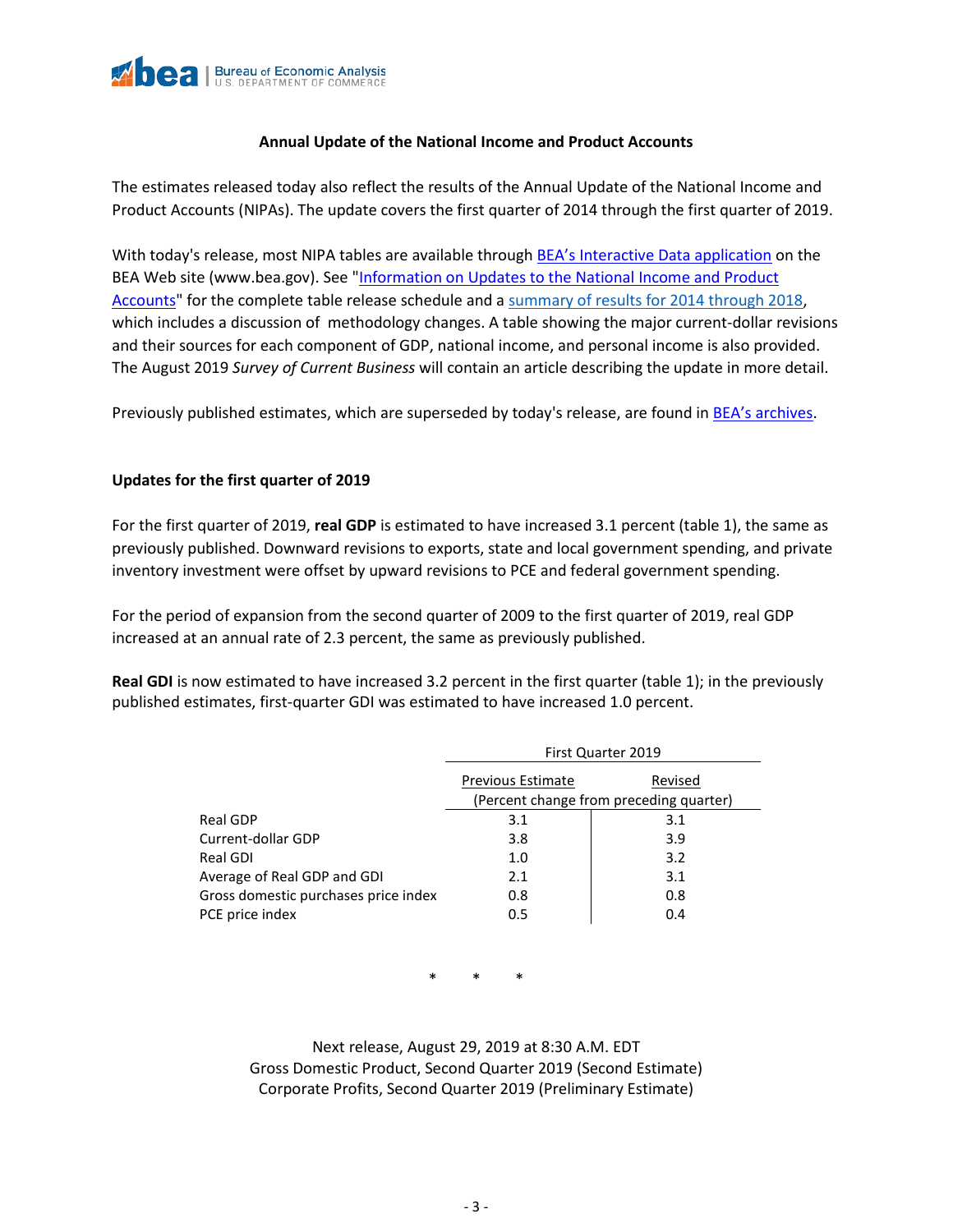## Annual Update of the National Income and Product Accounts

The estimates released today also reflect the results of the Annual Update of the National Income and Product Accounts (NIPAs). The update covers the first quarter of 2014 through the first quarter of 2019.

With today's release, most NIPA tables are available through BEA's Interactive Data application on the BEA Web site (www.bea.gov). See "Information on Updates to the National Income and Product Accounts" for the complete table release schedule and a summary of results for 2014 through 2018, which includes a discussion of methodology changes. A table showing the major current-dollar revisions and their sources for each component of GDP, national income, and personal income is also provided. The August 2019 *Survey of Current Business* will contain an article describing the update in more detail.

Previously published estimates, which are superseded by today's release, are found in BEA's archives.

### Updates for the first quarter of 2019

For the first quarter of 2019, **real GDP** is estimated to have increased 3.1 percent (table 1), the same as previously published. Downward revisions to exports, state and local government spending, and private inventory investment were offset by upward revisions to PCE and federal government spending.

For the period of expansion from the second quarter of 2009 to the first quarter of 2019, real GDP increased at an annual rate of 2.3 percent, the same as previously published.

**Real GDI** is now estimated to have increased 3.2 percent in the first quarter (table 1); in the previously published estimates, first-quarter GDI was estimated to have increased 1.0 percent.

| | First Quarter 2019 | |
|---|---|---|
| | Previous Estimate | Revised |
| | (Percent change from preceding quarter) | |
| Real GDP | 3.1 | 3.1 |
| Current-dollar GDP | 3.8 | 3.9 |
| Real GDI | 1.0 | 3.2 |
| Average of Real GDP and GDI | 2.1 | 3.1 |
| Gross domestic purchases price index | 0.8 | 0.8 |
| PCE price index | 0.5 | 0.4 |

\* \* \*

Next release, August 29, 2019 at 8:30 A.M. EDT
Gross Domestic Product, Second Quarter 2019 (Second Estimate)
Corporate Profits, Second Quarter 2019 (Preliminary Estimate)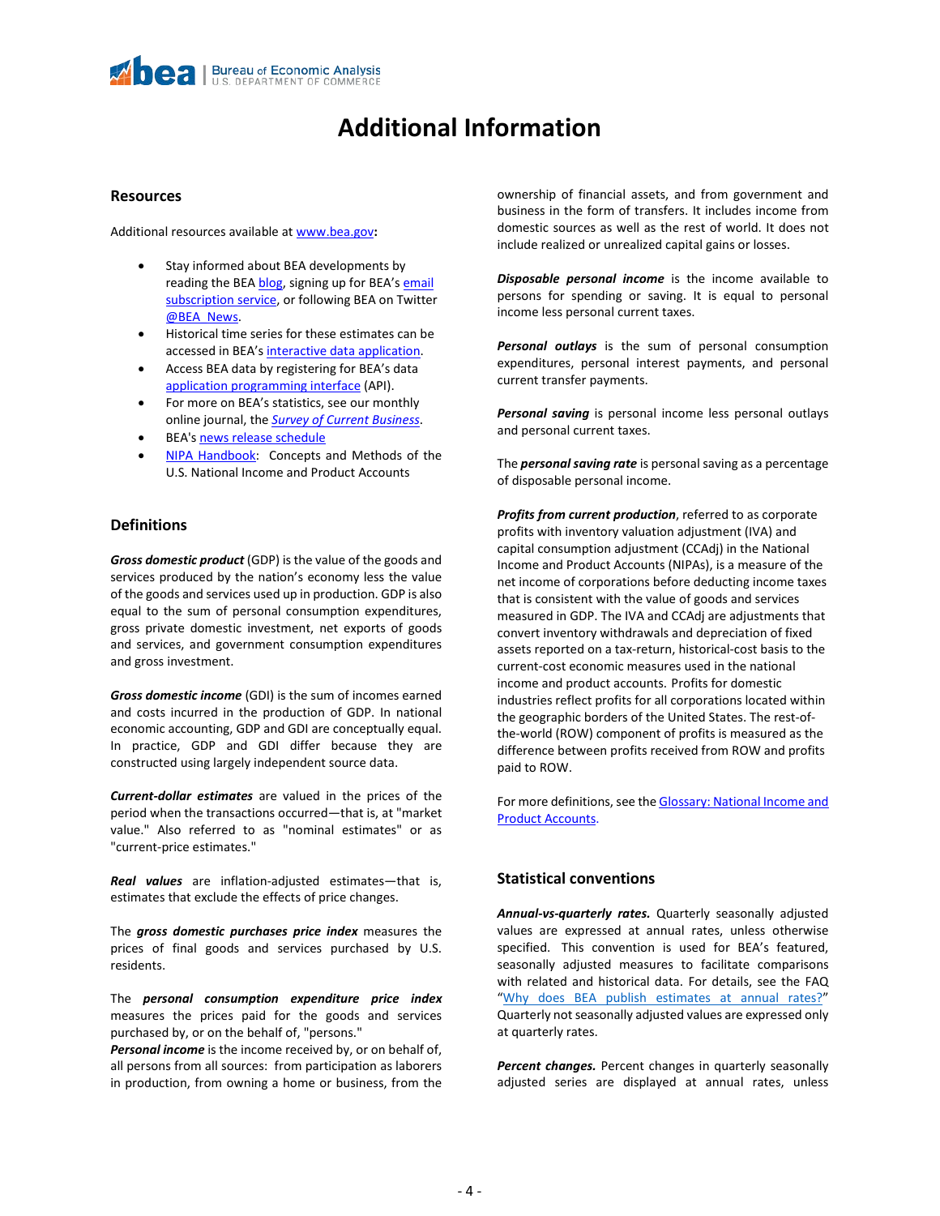# Additional Information

## Resources

Additional resources available at [www.bea.gov](www.bea.gov):

- Stay informed about BEA developments by reading the BEA blog, signing up for BEA's email subscription service, or following BEA on Twitter @BEA_News.
- Historical time series for these estimates can be accessed in BEA's interactive data application.
- Access BEA data by registering for BEA's data application programming interface (API).
- For more on BEA's statistics, see our monthly online journal, the *Survey of Current Business*.
- BEA's news release schedule
- NIPA Handbook: Concepts and Methods of the U.S. National Income and Product Accounts

## Definitions

***Gross domestic product*** (GDP) is the value of the goods and services produced by the nation's economy less the value of the goods and services used up in production. GDP is also equal to the sum of personal consumption expenditures, gross private domestic investment, net exports of goods and services, and government consumption expenditures and gross investment.

***Gross domestic income*** (GDI) is the sum of incomes earned and costs incurred in the production of GDP. In national economic accounting, GDP and GDI are conceptually equal. In practice, GDP and GDI differ because they are constructed using largely independent source data.

***Current-dollar estimates*** are valued in the prices of the period when the transactions occurred—that is, at "market value." Also referred to as "nominal estimates" or as "current-price estimates."

***Real values*** are inflation-adjusted estimates—that is, estimates that exclude the effects of price changes.

The ***gross domestic purchases price index*** measures the prices of final goods and services purchased by U.S. residents.

The ***personal consumption expenditure price index*** measures the prices paid for the goods and services purchased by, or on the behalf of, "persons."

***Personal income*** is the income received by, or on behalf of, all persons from all sources: from participation as laborers in production, from owning a home or business, from the ownership of financial assets, and from government and business in the form of transfers. It includes income from domestic sources as well as the rest of world. It does not include realized or unrealized capital gains or losses.

***Disposable personal income*** is the income available to persons for spending or saving. It is equal to personal income less personal current taxes.

***Personal outlays*** is the sum of personal consumption expenditures, personal interest payments, and personal current transfer payments.

***Personal saving*** is personal income less personal outlays and personal current taxes.

The ***personal saving rate*** is personal saving as a percentage of disposable personal income.

***Profits from current production***, referred to as corporate profits with inventory valuation adjustment (IVA) and capital consumption adjustment (CCAdj) in the National Income and Product Accounts (NIPAs), is a measure of the net income of corporations before deducting income taxes that is consistent with the value of goods and services measured in GDP. The IVA and CCAdj are adjustments that convert inventory withdrawals and depreciation of fixed assets reported on a tax-return, historical-cost basis to the current-cost economic measures used in the national income and product accounts. Profits for domestic industries reflect profits for all corporations located within the geographic borders of the United States. The rest-of-the-world (ROW) component of profits is measured as the difference between profits received from ROW and profits paid to ROW.

For more definitions, see the Glossary: National Income and Product Accounts.

## Statistical conventions

***Annual-vs-quarterly rates.*** Quarterly seasonally adjusted values are expressed at annual rates, unless otherwise specified. This convention is used for BEA's featured, seasonally adjusted measures to facilitate comparisons with related and historical data. For details, see the FAQ "Why does BEA publish estimates at annual rates?" Quarterly not seasonally adjusted values are expressed only at quarterly rates.

***Percent changes.*** Percent changes in quarterly seasonally adjusted series are displayed at annual rates, unless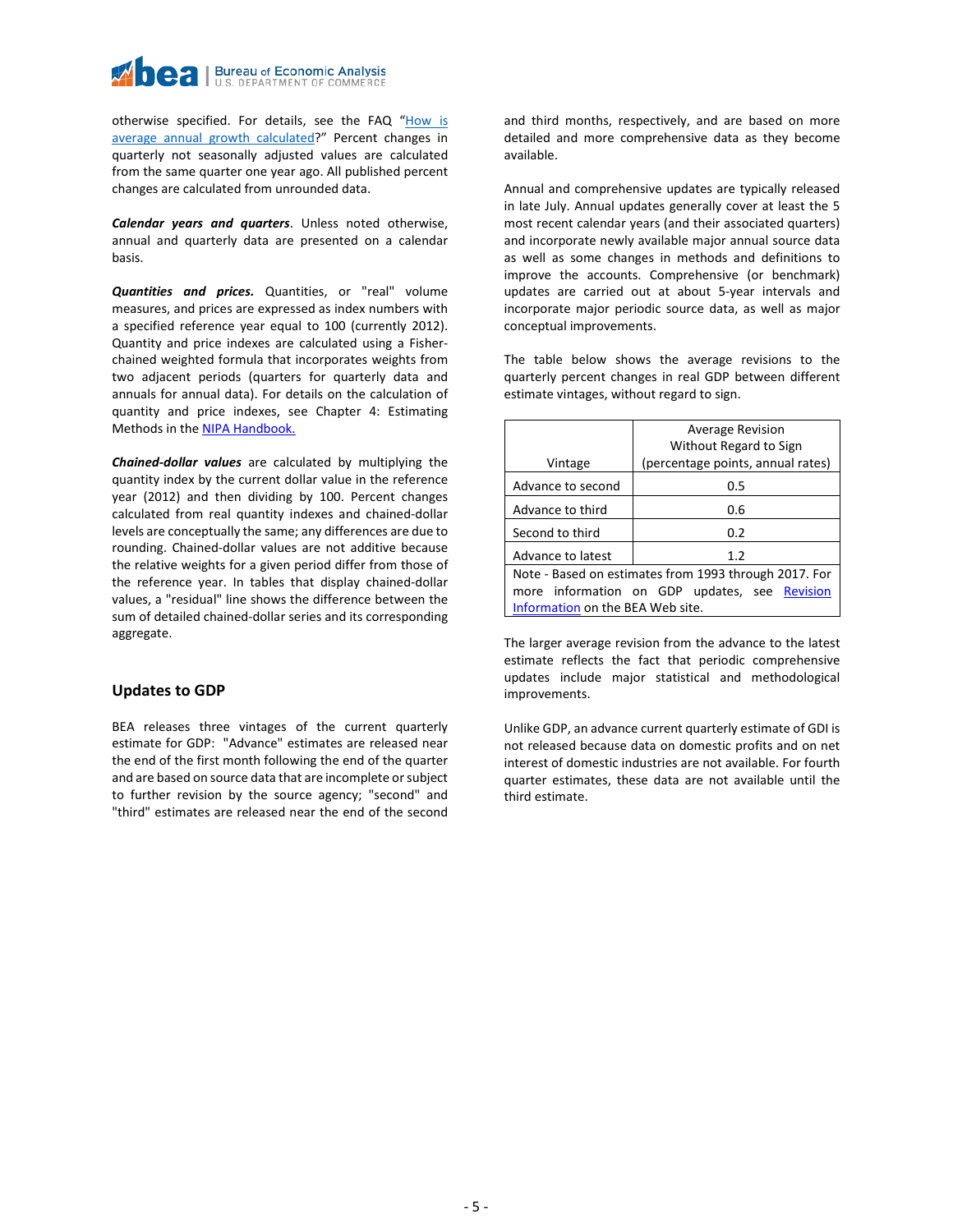otherwise specified. For details, see the FAQ "How is average annual growth calculated?" Percent changes in quarterly not seasonally adjusted values are calculated from the same quarter one year ago. All published percent changes are calculated from unrounded data.

***Calendar years and quarters***. Unless noted otherwise, annual and quarterly data are presented on a calendar basis.

***Quantities and prices.*** Quantities, or "real" volume measures, and prices are expressed as index numbers with a specified reference year equal to 100 (currently 2012). Quantity and price indexes are calculated using a Fisher-chained weighted formula that incorporates weights from two adjacent periods (quarters for quarterly data and annuals for annual data). For details on the calculation of quantity and price indexes, see Chapter 4: Estimating Methods in the NIPA Handbook.

***Chained-dollar values*** are calculated by multiplying the quantity index by the current dollar value in the reference year (2012) and then dividing by 100. Percent changes calculated from real quantity indexes and chained-dollar levels are conceptually the same; any differences are due to rounding. Chained-dollar values are not additive because the relative weights for a given period differ from those of the reference year. In tables that display chained-dollar values, a "residual" line shows the difference between the sum of detailed chained-dollar series and its corresponding aggregate.

## Updates to GDP

BEA releases three vintages of the current quarterly estimate for GDP: "Advance" estimates are released near the end of the first month following the end of the quarter and are based on source data that are incomplete or subject to further revision by the source agency; "second" and "third" estimates are released near the end of the second and third months, respectively, and are based on more detailed and more comprehensive data as they become available.

Annual and comprehensive updates are typically released in late July. Annual updates generally cover at least the 5 most recent calendar years (and their associated quarters) and incorporate newly available major annual source data as well as some changes in methods and definitions to improve the accounts. Comprehensive (or benchmark) updates are carried out at about 5-year intervals and incorporate major periodic source data, as well as major conceptual improvements.

The table below shows the average revisions to the quarterly percent changes in real GDP between different estimate vintages, without regard to sign.

| Vintage | Average Revision Without Regard to Sign (percentage points, annual rates) |
|---|---|
| Advance to second | 0.5 |
| Advance to third | 0.6 |
| Second to third | 0.2 |
| Advance to latest | 1.2 |

Note - Based on estimates from 1993 through 2017. For more information on GDP updates, see Revision Information on the BEA Web site.

The larger average revision from the advance to the latest estimate reflects the fact that periodic comprehensive updates include major statistical and methodological improvements.

Unlike GDP, an advance current quarterly estimate of GDI is not released because data on domestic profits and on net interest of domestic industries are not available. For fourth quarter estimates, these data are not available until the third estimate.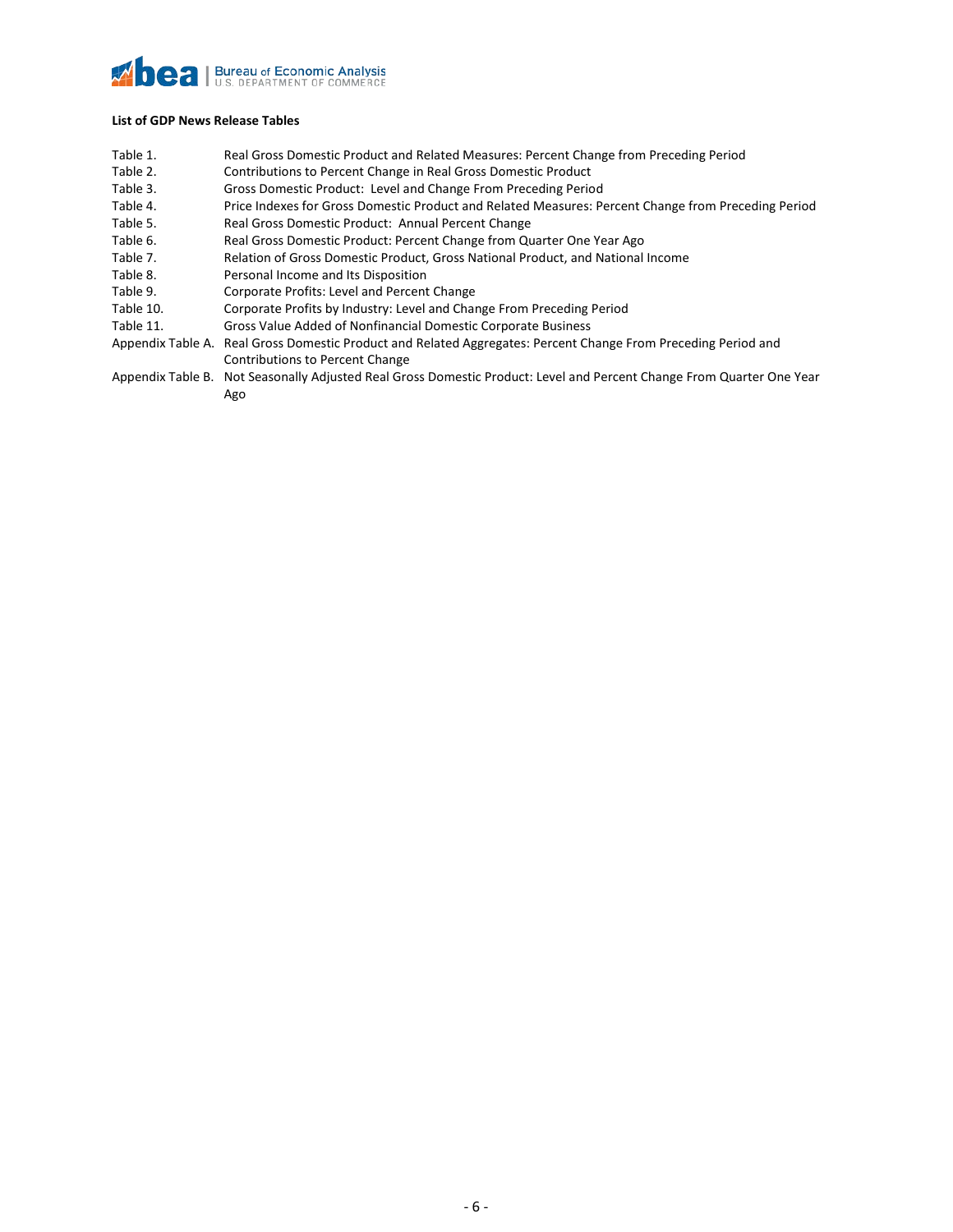**List of GDP News Release Tables**

| | |
|---|---|
| Table 1. | Real Gross Domestic Product and Related Measures: Percent Change from Preceding Period |
| Table 2. | Contributions to Percent Change in Real Gross Domestic Product |
| Table 3. | Gross Domestic Product: Level and Change From Preceding Period |
| Table 4. | Price Indexes for Gross Domestic Product and Related Measures: Percent Change from Preceding Period |
| Table 5. | Real Gross Domestic Product: Annual Percent Change |
| Table 6. | Real Gross Domestic Product: Percent Change from Quarter One Year Ago |
| Table 7. | Relation of Gross Domestic Product, Gross National Product, and National Income |
| Table 8. | Personal Income and Its Disposition |
| Table 9. | Corporate Profits: Level and Percent Change |
| Table 10. | Corporate Profits by Industry: Level and Change From Preceding Period |
| Table 11. | Gross Value Added of Nonfinancial Domestic Corporate Business |
| Appendix Table A. | Real Gross Domestic Product and Related Aggregates: Percent Change From Preceding Period and Contributions to Percent Change |
| Appendix Table B. | Not Seasonally Adjusted Real Gross Domestic Product: Level and Percent Change From Quarter One Year Ago |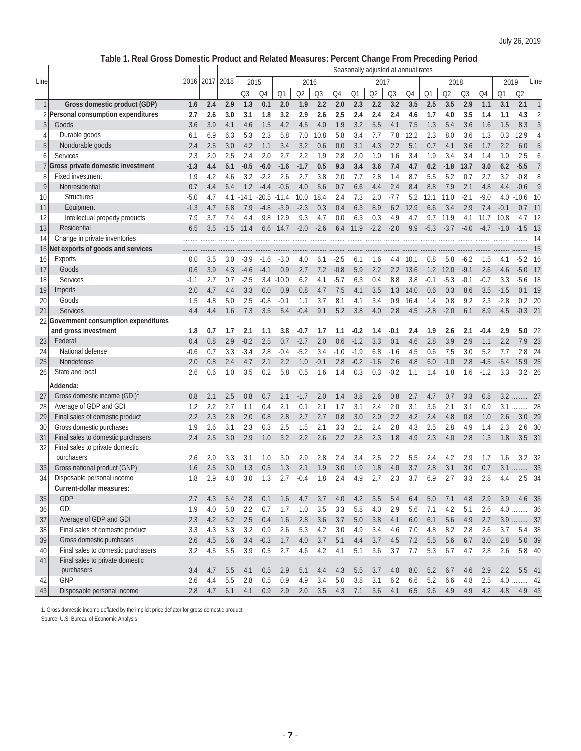July 26, 2019

**Table 1. Real Gross Domestic Product and Related Measures: Percent Change From Preceding Period**

| Line | | 2016 | 2017 | 2018 | 2015 Q3 | 2015 Q4 | 2016 Q1 | 2016 Q2 | 2016 Q3 | 2016 Q4 | 2017 Q1 | 2017 Q2 | 2017 Q3 | 2017 Q4 | 2018 Q1 | 2018 Q2 | 2018 Q3 | 2018 Q4 | 2019 Q1 | 2019 Q2 | Line |
|---|---|---|---|---|---|---|---|---|---|---|---|---|---|---|---|---|---|---|---|---|---|
| | | | | | Seasonally adjusted at annual rates | | | | | | | | | | | | | | | | |
| 1 | **Gross domestic product (GDP)** | **1.6** | **2.4** | **2.9** | **1.3** | **0.1** | **2.0** | **1.9** | **2.2** | **2.0** | **2.3** | **2.2** | **3.2** | **3.5** | **2.5** | **3.5** | **2.9** | **1.1** | **3.1** | **2.1** | 1 |
| 2 | **Personal consumption expenditures** | **2.7** | **2.6** | **3.0** | **3.1** | **1.8** | **3.2** | **2.9** | **2.6** | **2.5** | **2.4** | **2.4** | **2.4** | **4.6** | **1.7** | **4.0** | **3.5** | **1.4** | **1.1** | **4.3** | 2 |
| 3 | Goods | 3.6 | 3.9 | 4.1 | 4.6 | 1.5 | 4.2 | 4.5 | 4.0 | 1.9 | 3.2 | 5.5 | 4.1 | 7.5 | 1.3 | 5.4 | 3.6 | 1.6 | 1.5 | 8.3 | 3 |
| 4 | Durable goods | 6.1 | 6.9 | 6.3 | 5.3 | 2.3 | 5.8 | 7.0 | 10.8 | 5.8 | 3.4 | 7.7 | 7.8 | 12.2 | 2.3 | 8.0 | 3.6 | 1.3 | 0.3 | 12.9 | 4 |
| 5 | Nondurable goods | 2.4 | 2.5 | 3.0 | 4.2 | 1.1 | 3.4 | 3.2 | 0.6 | 0.0 | 3.1 | 4.3 | 2.2 | 5.1 | 0.7 | 4.1 | 3.6 | 1.7 | 2.2 | 6.0 | 5 |
| 6 | Services | 2.3 | 2.0 | 2.5 | 2.4 | 2.0 | 2.7 | 2.2 | 1.9 | 2.8 | 2.0 | 1.0 | 1.6 | 3.4 | 1.9 | 3.4 | 3.4 | 1.4 | 1.0 | 2.5 | 6 |
| 7 | **Gross private domestic investment** | **-1.3** | **4.4** | **5.1** | **-0.5** | **-6.0** | **-1.6** | **-1.7** | **0.5** | **9.3** | **3.4** | **3.6** | **7.4** | **4.7** | **6.2** | **-1.8** | **13.7** | **3.0** | **6.2** | **-5.5** | 7 |
| 8 | Fixed investment | 1.9 | 4.2 | 4.6 | 3.2 | -2.2 | 2.6 | 2.7 | 3.8 | 2.0 | 7.7 | 2.8 | 1.4 | 8.7 | 5.5 | 5.2 | 0.7 | 2.7 | 3.2 | -0.8 | 8 |
| 9 | Nonresidential | 0.7 | 4.4 | 6.4 | 1.2 | -4.4 | -0.6 | 4.0 | 5.6 | 0.7 | 6.6 | 4.4 | 2.4 | 8.4 | 8.8 | 7.9 | 2.1 | 4.8 | 4.4 | -0.6 | 9 |
| 10 | Structures | -5.0 | 4.7 | 4.1 | -14.1 | -20.5 | -11.4 | 10.0 | 18.4 | 2.4 | 7.3 | 2.0 | -7.7 | 5.2 | 12.1 | 11.0 | -2.1 | -9.0 | 4.0 | -10.6 | 10 |
| 11 | Equipment | -1.3 | 4.7 | 6.8 | 7.9 | -4.8 | -3.9 | -2.3 | 0.3 | 0.4 | 6.3 | 8.9 | 6.2 | 12.9 | 6.6 | 3.4 | 2.9 | 7.4 | -0.1 | 0.7 | 11 |
| 12 | Intellectual property products | 7.9 | 3.7 | 7.4 | 4.4 | 9.8 | 12.9 | 9.3 | 4.7 | 0.0 | 6.3 | 0.3 | 4.9 | 4.7 | 9.7 | 11.9 | 4.1 | 11.7 | 10.8 | 4.7 | 12 |
| 13 | Residential | 6.5 | 3.5 | -1.5 | 11.4 | 6.6 | 14.7 | -2.0 | -2.6 | 6.4 | 11.9 | -2.2 | -2.0 | 9.9 | -5.3 | -3.7 | -4.0 | -4.7 | -1.0 | -1.5 | 13 |
| 14 | Change in private inventories | ......... | ......... | ......... | ......... | ......... | ......... | ......... | ......... | ......... | ......... | ......... | ......... | ......... | ......... | ......... | ......... | ......... | ......... | ......... | 14 |
| 15 | **Net exports of goods and services** | ......... | ......... | ......... | ......... | ......... | ......... | ......... | ......... | ......... | ......... | ......... | ......... | ......... | ......... | ......... | ......... | ......... | ......... | ......... | 15 |
| 16 | Exports | 0.0 | 3.5 | 3.0 | -3.9 | -1.6 | -3.0 | 4.0 | 6.1 | -2.5 | 6.1 | 1.6 | 4.4 | 10.1 | 0.8 | 5.8 | -6.2 | 1.5 | 4.1 | -5.2 | 16 |
| 17 | Goods | 0.6 | 3.9 | 4.3 | -4.6 | -4.1 | 0.9 | 2.7 | 7.2 | -0.8 | 5.9 | 2.2 | 2.2 | 13.6 | 1.2 | 12.0 | -9.1 | 2.6 | 4.6 | -5.0 | 17 |
| 18 | Services | -1.1 | 2.7 | 0.7 | -2.5 | 3.4 | -10.0 | 6.2 | 4.1 | -5.7 | 6.3 | 0.4 | 8.8 | 3.8 | -0.1 | -5.3 | -0.1 | -0.7 | 3.3 | -5.6 | 18 |
| 19 | Imports | 2.0 | 4.7 | 4.4 | 3.3 | 0.0 | 0.9 | 0.8 | 4.7 | 7.5 | 4.1 | 3.5 | 1.3 | 14.0 | 0.6 | 0.3 | 8.6 | 3.5 | -1.5 | 0.1 | 19 |
| 20 | Goods | 1.5 | 4.8 | 5.0 | 2.5 | -0.8 | -0.1 | 1.1 | 3.7 | 8.1 | 4.1 | 3.4 | 0.9 | 16.4 | 1.4 | 0.8 | 9.2 | 2.3 | -2.8 | 0.2 | 20 |
| 21 | Services | 4.4 | 4.4 | 1.6 | 7.3 | 3.5 | 5.4 | -0.4 | 9.1 | 5.2 | 3.8 | 4.0 | 2.8 | 4.5 | -2.8 | -2.0 | 6.1 | 8.9 | 4.5 | -0.3 | 21 |
| 22 | **Government consumption expenditures and gross investment** | **1.8** | **0.7** | **1.7** | **2.1** | **1.1** | **3.8** | **-0.7** | **1.7** | **1.1** | **-0.2** | **1.4** | **-0.1** | **2.4** | **1.9** | **2.6** | **2.1** | **-0.4** | **2.9** | **5.0** | 22 |
| 23 | Federal | 0.4 | 0.8 | 2.9 | -0.2 | 2.5 | 0.7 | -2.7 | 2.0 | 0.6 | -1.2 | 3.3 | 0.1 | 4.6 | 2.8 | 3.9 | 2.9 | 1.1 | 2.2 | 7.9 | 23 |
| 24 | National defense | -0.6 | 0.7 | 3.3 | -3.4 | 2.8 | -0.4 | -5.2 | 3.4 | -1.0 | -1.9 | 6.8 | -1.6 | 4.5 | 0.6 | 7.5 | 3.0 | 5.2 | 7.7 | 2.8 | 24 |
| 25 | Nondefense | 2.0 | 0.8 | 2.4 | 4.7 | 2.1 | 2.2 | 1.0 | -0.1 | 2.8 | -0.2 | -1.6 | 2.6 | 4.8 | 6.0 | -1.0 | 2.8 | -4.5 | -5.4 | 15.9 | 25 |
| 26 | State and local | 2.6 | 0.6 | 1.0 | 3.5 | 0.2 | 5.8 | 0.5 | 1.6 | 1.4 | 0.3 | 0.3 | -0.2 | 1.1 | 1.4 | 1.8 | 1.6 | -1.2 | 3.3 | 3.2 | 26 |
| | **Addenda:** | | | | | | | | | | | | | | | | | | | | |
| 27 | Gross domestic income (GDI)[1] | 0.8 | 2.1 | 2.5 | 0.8 | 0.7 | 2.1 | -1.7 | 2.0 | 1.4 | 3.8 | 2.6 | 0.8 | 2.7 | 4.7 | 0.7 | 3.3 | 0.8 | 3.2 | ......... | 27 |
| 28 | Average of GDP and GDI | 1.2 | 2.2 | 2.7 | 1.1 | 0.4 | 2.1 | 0.1 | 2.1 | 1.7 | 3.1 | 2.4 | 2.0 | 3.1 | 3.6 | 2.1 | 3.1 | 0.9 | 3.1 | ......... | 28 |
| 29 | Final sales of domestic product | 2.2 | 2.3 | 2.8 | 2.0 | 0.8 | 2.8 | 2.7 | 2.7 | 0.8 | 3.0 | 2.0 | 2.2 | 4.2 | 2.4 | 4.8 | 0.8 | 1.0 | 2.6 | 3.0 | 29 |
| 30 | Gross domestic purchases | 1.9 | 2.6 | 3.1 | 2.3 | 0.3 | 2.5 | 1.5 | 2.1 | 3.3 | 2.1 | 2.4 | 2.8 | 4.3 | 2.5 | 2.8 | 4.9 | 1.4 | 2.3 | 2.6 | 30 |
| 31 | Final sales to domestic purchasers | 2.4 | 2.5 | 3.0 | 2.9 | 1.0 | 3.2 | 2.2 | 2.6 | 2.2 | 2.8 | 2.3 | 1.8 | 4.9 | 2.3 | 4.0 | 2.8 | 1.3 | 1.8 | 3.5 | 31 |
| 32 | Final sales to private domestic purchasers | 2.6 | 2.9 | 3.3 | 3.1 | 1.0 | 3.0 | 2.9 | 2.8 | 2.4 | 3.4 | 2.5 | 2.2 | 5.5 | 2.4 | 4.2 | 2.9 | 1.7 | 1.6 | 3.2 | 32 |
| 33 | Gross national product (GNP) | 1.6 | 2.5 | 3.0 | 1.3 | 0.5 | 1.3 | 2.1 | 1.9 | 3.0 | 1.9 | 1.8 | 4.0 | 3.7 | 2.8 | 3.1 | 3.0 | 0.7 | 3.1 | ......... | 33 |
| 34 | Disposable personal income | 1.8 | 2.9 | 4.0 | 3.0 | 1.3 | 2.7 | -0.4 | 1.8 | 2.4 | 4.9 | 2.7 | 2.3 | 3.7 | 6.9 | 2.7 | 3.3 | 2.8 | 4.4 | 2.5 | 34 |
| | **Current-dollar measures:** | | | | | | | | | | | | | | | | | | | | |
| 35 | GDP | 2.7 | 4.3 | 5.4 | 2.8 | 0.1 | 1.6 | 4.7 | 3.7 | 4.0 | 4.2 | 3.5 | 5.4 | 6.4 | 5.0 | 7.1 | 4.8 | 2.9 | 3.9 | 4.6 | 35 |
| 36 | GDI | 1.9 | 4.0 | 5.0 | 2.2 | 0.7 | 1.7 | 1.0 | 3.5 | 3.3 | 5.8 | 4.0 | 2.9 | 5.6 | 7.1 | 4.2 | 5.1 | 2.6 | 4.0 | ......... | 36 |
| 37 | Average of GDP and GDI | 2.3 | 4.2 | 5.2 | 2.5 | 0.4 | 1.6 | 2.8 | 3.6 | 3.7 | 5.0 | 3.8 | 4.1 | 6.0 | 6.1 | 5.6 | 4.9 | 2.7 | 3.9 | ......... | 37 |
| 38 | Final sales of domestic product | 3.3 | 4.3 | 5.3 | 3.2 | 0.9 | 2.6 | 5.3 | 4.2 | 3.0 | 4.9 | 3.4 | 4.6 | 7.0 | 4.8 | 8.2 | 2.8 | 2.6 | 3.7 | 5.4 | 38 |
| 39 | Gross domestic purchases | 2.6 | 4.5 | 5.6 | 3.4 | -0.3 | 1.7 | 4.0 | 3.7 | 5.1 | 4.4 | 3.7 | 4.5 | 7.2 | 5.5 | 5.6 | 6.7 | 3.0 | 2.8 | 5.0 | 39 |
| 40 | Final sales to domestic purchasers | 3.2 | 4.5 | 5.5 | 3.9 | 0.5 | 2.7 | 4.6 | 4.2 | 4.1 | 5.1 | 3.6 | 3.7 | 7.7 | 5.3 | 6.7 | 4.7 | 2.8 | 2.6 | 5.8 | 40 |
| 41 | Final sales to private domestic purchasers | 3.4 | 4.7 | 5.5 | 4.1 | 0.5 | 2.9 | 5.1 | 4.4 | 4.3 | 5.5 | 3.7 | 4.0 | 8.0 | 5.2 | 6.7 | 4.6 | 2.9 | 2.2 | 5.5 | 41 |
| 42 | GNP | 2.6 | 4.4 | 5.5 | 2.8 | 0.5 | 0.9 | 4.9 | 3.4 | 5.0 | 3.8 | 3.1 | 6.2 | 6.6 | 5.2 | 6.6 | 4.8 | 2.5 | 4.0 | ......... | 42 |
| 43 | Disposable personal income | 2.8 | 4.7 | 6.1 | 4.1 | 0.9 | 2.9 | 2.0 | 3.5 | 4.3 | 7.1 | 3.6 | 4.1 | 6.5 | 9.6 | 4.9 | 4.9 | 4.2 | 4.8 | 4.9 | 43 |

1. Gross domestic income deflated by the implicit price deflator for gross domestic product.

Source: U.S. Bureau of Economic Analysis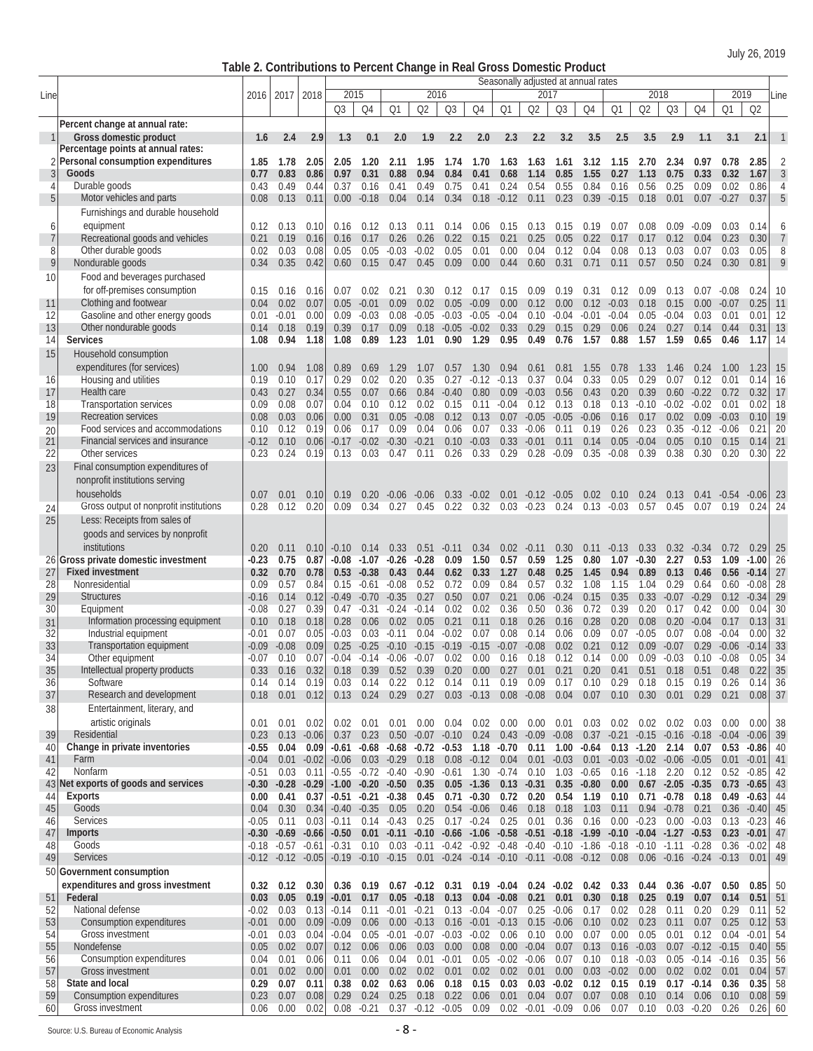July 26, 2019

**Table 2. Contributions to Percent Change in Real Gross Domestic Product**

| Line | | 2016 | 2017 | 2018 | 2015 Q3 | 2015 Q4 | 2016 Q1 | 2016 Q2 | 2016 Q3 | 2016 Q4 | 2017 Q1 | 2017 Q2 | 2017 Q3 | 2017 Q4 | 2018 Q1 | 2018 Q2 | 2018 Q3 | 2018 Q4 | 2019 Q1 | 2019 Q2 | Line |
|---|---|---|---|---|---|---|---|---|---|---|---|---|---|---|---|---|---|---|---|---|---|
| | | | | | Seasonally adjusted at annual rates | | | | | | | | | | | | | | | | |
| | **Percent change at annual rate:** | | | | | | | | | | | | | | | | | | | | |
| 1 | **Gross domestic product** | **1.6** | **2.4** | **2.9** | **1.3** | **0.1** | **2.0** | **1.9** | **2.2** | **2.0** | **2.3** | **2.2** | **3.2** | **3.5** | **2.5** | **3.5** | **2.9** | **1.1** | **3.1** | **2.1** | 1 |
| | **Percentage points at annual rates:** | | | | | | | | | | | | | | | | | | | | |
| 2 | **Personal consumption expenditures** | **1.85** | **1.78** | **2.05** | **2.05** | **1.20** | **2.11** | **1.95** | **1.74** | **1.70** | **1.63** | **1.63** | **1.61** | **3.12** | **1.15** | **2.70** | **2.34** | **0.97** | **0.78** | **2.85** | 2 |
| 3 | **Goods** | **0.77** | **0.83** | **0.86** | **0.97** | **0.31** | **0.88** | **0.94** | **0.84** | **0.41** | **0.68** | **1.14** | **0.85** | **1.55** | **0.27** | **1.13** | **0.75** | **0.33** | **0.32** | **1.67** | 3 |
| 4 | Durable goods | 0.43 | 0.49 | 0.44 | 0.37 | 0.16 | 0.41 | 0.49 | 0.75 | 0.41 | 0.24 | 0.54 | 0.55 | 0.84 | 0.16 | 0.56 | 0.25 | 0.09 | 0.02 | 0.86 | 4 |
| 5 | Motor vehicles and parts | 0.08 | 0.13 | 0.11 | 0.00 | -0.18 | 0.04 | 0.14 | 0.34 | 0.18 | -0.12 | 0.11 | 0.23 | 0.39 | -0.15 | 0.18 | 0.01 | 0.07 | -0.27 | 0.37 | 5 |
| 6 | Furnishings and durable household equipment | 0.12 | 0.13 | 0.10 | 0.16 | 0.12 | 0.13 | 0.11 | 0.14 | 0.06 | 0.15 | 0.13 | 0.15 | 0.19 | 0.07 | 0.08 | 0.09 | -0.09 | 0.03 | 0.14 | 6 |
| 7 | Recreational goods and vehicles | 0.21 | 0.19 | 0.16 | 0.16 | 0.17 | 0.26 | 0.26 | 0.22 | 0.15 | 0.21 | 0.25 | 0.05 | 0.22 | 0.17 | 0.17 | 0.12 | 0.04 | 0.23 | 0.30 | 7 |
| 8 | Other durable goods | 0.02 | 0.03 | 0.08 | 0.05 | 0.05 | -0.03 | -0.02 | 0.05 | 0.01 | 0.00 | 0.04 | 0.12 | 0.04 | 0.08 | 0.13 | 0.03 | 0.07 | 0.03 | 0.05 | 8 |
| 9 | Nondurable goods | 0.34 | 0.35 | 0.42 | 0.60 | 0.15 | 0.47 | 0.45 | 0.09 | 0.00 | 0.44 | 0.60 | 0.31 | 0.71 | 0.11 | 0.57 | 0.50 | 0.24 | 0.30 | 0.81 | 9 |
| 10 | Food and beverages purchased for off-premises consumption | 0.15 | 0.16 | 0.16 | 0.07 | 0.02 | 0.21 | 0.30 | 0.12 | 0.17 | 0.15 | 0.09 | 0.19 | 0.31 | 0.12 | 0.09 | 0.13 | 0.07 | -0.08 | 0.24 | 10 |
| 11 | Clothing and footwear | 0.04 | 0.02 | 0.07 | 0.05 | -0.01 | 0.09 | 0.02 | 0.05 | -0.09 | 0.00 | 0.12 | 0.00 | 0.12 | -0.03 | 0.18 | 0.15 | 0.00 | -0.07 | 0.25 | 11 |
| 12 | Gasoline and other energy goods | 0.01 | -0.01 | 0.00 | 0.09 | -0.03 | 0.08 | -0.05 | -0.03 | -0.05 | -0.04 | 0.10 | -0.04 | -0.01 | -0.04 | 0.05 | -0.04 | 0.03 | 0.01 | 0.01 | 12 |
| 13 | Other nondurable goods | 0.14 | 0.18 | 0.19 | 0.39 | 0.17 | 0.09 | 0.18 | -0.05 | -0.02 | 0.33 | 0.29 | 0.15 | 0.29 | 0.06 | 0.24 | 0.27 | 0.14 | 0.44 | 0.31 | 13 |
| 14 | **Services** | **1.08** | **0.94** | **1.18** | **1.08** | **0.89** | **1.23** | **1.01** | **0.90** | **1.29** | **0.95** | **0.49** | **0.76** | **1.57** | **0.88** | **1.57** | **1.59** | **0.65** | **0.46** | **1.17** | 14 |
| 15 | Household consumption expenditures (for services) | 1.00 | 0.94 | 1.08 | 0.89 | 0.69 | 1.29 | 1.07 | 0.57 | 1.30 | 0.94 | 0.61 | 0.81 | 1.55 | 0.78 | 1.33 | 1.46 | 0.24 | 1.00 | 1.23 | 15 |
| 16 | Housing and utilities | 0.19 | 0.10 | 0.17 | 0.29 | 0.02 | 0.20 | 0.35 | 0.27 | -0.12 | -0.13 | 0.37 | 0.04 | 0.33 | 0.05 | 0.29 | 0.07 | 0.12 | 0.01 | 0.14 | 16 |
| 17 | Health care | 0.43 | 0.27 | 0.34 | 0.55 | 0.07 | 0.66 | 0.84 | -0.40 | 0.80 | 0.09 | -0.03 | 0.56 | 0.43 | 0.20 | 0.39 | 0.60 | -0.22 | 0.72 | 0.32 | 17 |
| 18 | Transportation services | 0.09 | 0.08 | 0.07 | 0.04 | 0.10 | 0.12 | 0.02 | 0.15 | 0.11 | -0.04 | 0.12 | 0.13 | 0.18 | 0.13 | -0.10 | -0.02 | -0.02 | 0.01 | 0.02 | 18 |
| 19 | Recreation services | 0.08 | 0.03 | 0.06 | 0.00 | 0.31 | 0.05 | -0.08 | 0.12 | 0.13 | 0.07 | -0.05 | -0.05 | -0.06 | 0.16 | 0.17 | 0.02 | 0.09 | -0.03 | 0.10 | 19 |
| 20 | Food services and accommodations | 0.10 | 0.12 | 0.19 | 0.06 | 0.17 | 0.09 | 0.04 | 0.06 | 0.07 | 0.33 | -0.06 | 0.11 | 0.19 | 0.26 | 0.23 | 0.35 | -0.12 | -0.06 | 0.21 | 20 |
| 21 | Financial services and insurance | -0.12 | 0.10 | 0.06 | -0.17 | -0.02 | -0.30 | -0.21 | 0.10 | -0.03 | 0.33 | -0.01 | 0.11 | 0.14 | 0.05 | -0.04 | 0.05 | 0.10 | 0.15 | 0.14 | 21 |
| 22 | Other services | 0.23 | 0.24 | 0.19 | 0.13 | 0.03 | 0.47 | 0.11 | 0.26 | 0.33 | 0.29 | 0.28 | -0.09 | 0.35 | -0.08 | 0.39 | 0.38 | 0.30 | 0.20 | 0.30 | 22 |
| 23 | Final consumption expenditures of nonprofit institutions serving households | 0.07 | 0.01 | 0.10 | 0.19 | 0.20 | -0.06 | -0.06 | 0.33 | -0.02 | 0.01 | -0.12 | -0.05 | 0.02 | 0.10 | 0.24 | 0.13 | 0.41 | -0.54 | -0.06 | 23 |
| 24 | Gross output of nonprofit institutions | 0.28 | 0.12 | 0.20 | 0.09 | 0.34 | 0.27 | 0.45 | 0.22 | 0.32 | 0.03 | -0.23 | 0.24 | 0.13 | -0.03 | 0.57 | 0.45 | 0.07 | 0.19 | 0.24 | 24 |
| 25 | Less: Receipts from sales of goods and services by nonprofit institutions | 0.20 | 0.11 | 0.10 | -0.10 | 0.14 | 0.33 | 0.51 | -0.11 | 0.34 | 0.02 | -0.11 | 0.30 | 0.11 | -0.13 | 0.33 | 0.32 | -0.34 | 0.72 | 0.29 | 25 |
| 26 | **Gross private domestic investment** | **-0.23** | **0.75** | **0.87** | **-0.08** | **-1.07** | **-0.26** | **-0.28** | **0.09** | **1.50** | **0.57** | **0.59** | **1.25** | **0.80** | **1.07** | **-0.30** | **2.27** | **0.53** | **1.09** | **-1.00** | 26 |
| 27 | **Fixed investment** | **0.32** | **0.70** | **0.78** | **0.53** | **-0.38** | **0.43** | **0.44** | **0.62** | **0.33** | **1.27** | **0.48** | **0.25** | **1.45** | **0.94** | **0.89** | **0.13** | **0.46** | **0.56** | **-0.14** | 27 |
| 28 | Nonresidential | 0.09 | 0.57 | 0.84 | 0.15 | -0.61 | -0.08 | 0.52 | 0.72 | 0.09 | 0.84 | 0.57 | 0.32 | 1.08 | 1.15 | 1.04 | 0.29 | 0.64 | 0.60 | -0.08 | 28 |
| 29 | Structures | -0.16 | 0.14 | 0.12 | -0.49 | -0.70 | -0.35 | 0.27 | 0.50 | 0.07 | 0.21 | 0.06 | -0.24 | 0.15 | 0.35 | 0.33 | -0.07 | -0.29 | 0.12 | -0.34 | 29 |
| 30 | Equipment | -0.08 | 0.27 | 0.39 | 0.47 | -0.31 | -0.24 | -0.14 | 0.02 | 0.02 | 0.36 | 0.50 | 0.36 | 0.72 | 0.39 | 0.20 | 0.17 | 0.42 | 0.00 | 0.04 | 30 |
| 31 | Information processing equipment | 0.10 | 0.18 | 0.18 | 0.28 | 0.06 | 0.02 | 0.05 | 0.21 | 0.11 | 0.18 | 0.26 | 0.16 | 0.28 | 0.20 | 0.08 | 0.20 | -0.04 | 0.17 | 0.13 | 31 |
| 32 | Industrial equipment | -0.01 | 0.07 | 0.05 | -0.03 | 0.03 | -0.11 | 0.04 | -0.02 | 0.07 | 0.08 | 0.14 | 0.06 | 0.09 | 0.07 | -0.05 | 0.07 | 0.08 | -0.04 | 0.00 | 32 |
| 33 | Transportation equipment | -0.09 | -0.08 | 0.09 | 0.25 | -0.25 | -0.10 | -0.15 | -0.19 | -0.15 | -0.07 | -0.08 | 0.02 | 0.21 | 0.12 | 0.09 | -0.07 | 0.29 | -0.06 | -0.14 | 33 |
| 34 | Other equipment | -0.07 | 0.10 | 0.07 | -0.04 | -0.14 | -0.06 | -0.07 | 0.02 | 0.00 | 0.16 | 0.18 | 0.12 | 0.14 | 0.00 | 0.09 | -0.03 | 0.10 | -0.08 | 0.05 | 34 |
| 35 | Intellectual property products | 0.33 | 0.16 | 0.32 | 0.18 | 0.39 | 0.52 | 0.39 | 0.20 | 0.00 | 0.27 | 0.01 | 0.21 | 0.20 | 0.41 | 0.51 | 0.18 | 0.51 | 0.48 | 0.22 | 35 |
| 36 | Software | 0.14 | 0.14 | 0.19 | 0.03 | 0.14 | 0.22 | 0.12 | 0.14 | 0.11 | 0.19 | 0.09 | 0.17 | 0.10 | 0.29 | 0.18 | 0.15 | 0.19 | 0.26 | 0.14 | 36 |
| 37 | Research and development | 0.18 | 0.01 | 0.12 | 0.13 | 0.24 | 0.29 | 0.27 | 0.03 | -0.13 | 0.08 | -0.08 | 0.04 | 0.07 | 0.10 | 0.30 | 0.01 | 0.29 | 0.21 | 0.08 | 37 |
| 38 | Entertainment, literary, and artistic originals | 0.01 | 0.01 | 0.02 | 0.02 | 0.01 | 0.01 | 0.00 | 0.04 | 0.02 | 0.00 | 0.00 | 0.01 | 0.03 | 0.02 | 0.02 | 0.02 | 0.03 | 0.00 | 0.00 | 38 |
| 39 | Residential | 0.23 | 0.13 | -0.06 | 0.37 | 0.23 | 0.50 | -0.07 | -0.10 | 0.24 | 0.43 | -0.09 | -0.08 | 0.37 | -0.21 | -0.15 | -0.16 | -0.18 | -0.04 | -0.06 | 39 |
| 40 | **Change in private inventories** | **-0.55** | **0.04** | **0.09** | **-0.61** | **-0.68** | **-0.68** | **-0.72** | **-0.53** | **1.18** | **-0.70** | **0.11** | **1.00** | **-0.64** | **0.13** | **-1.20** | **2.14** | **0.07** | **0.53** | **-0.86** | 40 |
| 41 | Farm | -0.04 | 0.01 | -0.02 | -0.06 | 0.03 | -0.29 | 0.18 | 0.08 | -0.12 | 0.04 | 0.01 | -0.03 | 0.01 | -0.03 | -0.02 | -0.06 | -0.05 | 0.01 | -0.01 | 41 |
| 42 | Nonfarm | -0.51 | 0.03 | 0.11 | -0.55 | -0.72 | -0.40 | -0.90 | -0.61 | 1.30 | -0.74 | 0.10 | 1.03 | -0.65 | 0.16 | -1.18 | 2.20 | 0.12 | 0.52 | -0.85 | 42 |
| 43 | **Net exports of goods and services** | **-0.30** | **-0.28** | **-0.29** | **-1.00** | **-0.20** | **-0.50** | **0.35** | **0.05** | **-1.36** | **0.13** | **-0.31** | **0.35** | **-0.80** | **0.00** | **0.67** | **-2.05** | **-0.35** | **0.73** | **-0.65** | 43 |
| 44 | **Exports** | **0.00** | **0.41** | **0.37** | **-0.51** | **-0.21** | **-0.38** | **0.45** | **0.71** | **-0.30** | **0.72** | **0.20** | **0.54** | **1.19** | **0.10** | **0.71** | **-0.78** | **0.18** | **0.49** | **-0.63** | 44 |
| 45 | Goods | 0.04 | 0.30 | 0.34 | -0.40 | -0.35 | 0.05 | 0.20 | 0.54 | -0.06 | 0.46 | 0.18 | 0.18 | 1.03 | 0.11 | 0.94 | -0.78 | 0.21 | 0.36 | -0.40 | 45 |
| 46 | Services | -0.05 | 0.11 | 0.03 | -0.11 | 0.14 | -0.43 | 0.25 | 0.17 | -0.24 | 0.25 | 0.01 | 0.36 | 0.16 | 0.00 | -0.23 | 0.00 | -0.03 | 0.13 | -0.23 | 46 |
| 47 | **Imports** | **-0.30** | **-0.69** | **-0.66** | **-0.50** | **0.01** | **-0.11** | **-0.10** | **-0.66** | **-1.06** | **-0.58** | **-0.51** | **-0.18** | **-1.99** | **-0.10** | **-0.04** | **-1.27** | **-0.53** | **0.23** | **-0.01** | 47 |
| 48 | Goods | -0.18 | -0.57 | -0.61 | -0.31 | 0.10 | 0.03 | -0.11 | -0.42 | -0.92 | -0.48 | -0.40 | -0.10 | -1.86 | -0.18 | -0.10 | -1.11 | -0.28 | 0.36 | -0.02 | 48 |
| 49 | Services | -0.12 | -0.12 | -0.05 | -0.19 | -0.10 | -0.15 | 0.01 | -0.24 | -0.14 | -0.10 | -0.11 | -0.08 | -0.12 | 0.08 | 0.06 | -0.16 | -0.24 | -0.13 | 0.01 | 49 |
| 50 | **Government consumption expenditures and gross investment** | **0.32** | **0.12** | **0.30** | **0.36** | **0.19** | **0.67** | **-0.12** | **0.31** | **0.19** | **-0.04** | **0.24** | **-0.02** | **0.42** | **0.33** | **0.44** | **0.36** | **-0.07** | **0.50** | **0.85** | 50 |
| 51 | **Federal** | **0.03** | **0.05** | **0.19** | **-0.01** | **0.17** | **0.05** | **-0.18** | **0.13** | **0.04** | **-0.08** | **0.21** | **0.01** | **0.30** | **0.18** | **0.25** | **0.19** | **0.07** | **0.14** | **0.51** | 51 |
| 52 | National defense | -0.02 | 0.03 | 0.13 | -0.14 | 0.11 | -0.01 | -0.21 | 0.13 | -0.04 | -0.07 | 0.25 | -0.06 | 0.17 | 0.02 | 0.28 | 0.11 | 0.20 | 0.29 | 0.11 | 52 |
| 53 | Consumption expenditures | -0.01 | 0.00 | 0.09 | -0.09 | 0.06 | 0.00 | -0.13 | 0.16 | -0.01 | -0.13 | 0.15 | -0.06 | 0.10 | 0.02 | 0.23 | 0.11 | 0.07 | 0.25 | 0.12 | 53 |
| 54 | Gross investment | -0.01 | 0.03 | 0.04 | -0.04 | 0.05 | -0.01 | -0.07 | -0.03 | -0.02 | 0.06 | 0.10 | 0.00 | 0.07 | 0.00 | 0.05 | 0.01 | 0.12 | 0.04 | -0.01 | 54 |
| 55 | Nondefense | 0.05 | 0.02 | 0.07 | 0.12 | 0.06 | 0.06 | 0.03 | 0.00 | 0.08 | 0.00 | -0.04 | 0.07 | 0.13 | 0.16 | -0.03 | 0.07 | -0.12 | -0.15 | 0.40 | 55 |
| 56 | Consumption expenditures | 0.04 | 0.01 | 0.06 | 0.11 | 0.06 | 0.04 | 0.01 | -0.01 | 0.05 | -0.02 | -0.06 | 0.07 | 0.10 | 0.18 | -0.03 | 0.05 | -0.14 | -0.16 | 0.35 | 56 |
| 57 | Gross investment | 0.01 | 0.02 | 0.00 | 0.01 | 0.00 | 0.02 | 0.02 | 0.01 | 0.02 | 0.02 | 0.01 | 0.00 | 0.03 | -0.02 | 0.00 | 0.02 | 0.02 | 0.01 | 0.04 | 57 |
| 58 | **State and local** | **0.29** | **0.07** | **0.11** | **0.38** | **0.02** | **0.63** | **0.06** | **0.18** | **0.15** | **0.03** | **0.03** | **-0.02** | **0.12** | **0.15** | **0.19** | **0.17** | **-0.14** | **0.36** | **0.35** | 58 |
| 59 | Consumption expenditures | 0.23 | 0.07 | 0.08 | 0.29 | 0.24 | 0.25 | 0.18 | 0.22 | 0.06 | 0.01 | 0.04 | 0.07 | 0.07 | 0.08 | 0.10 | 0.14 | 0.06 | 0.10 | 0.08 | 59 |
| 60 | Gross investment | 0.06 | 0.00 | 0.02 | 0.08 | -0.21 | 0.37 | -0.12 | -0.05 | 0.09 | 0.02 | -0.01 | -0.09 | 0.06 | 0.07 | 0.10 | 0.03 | -0.20 | 0.26 | 0.26 | 60 |

Source: U.S. Bureau of Economic Analysis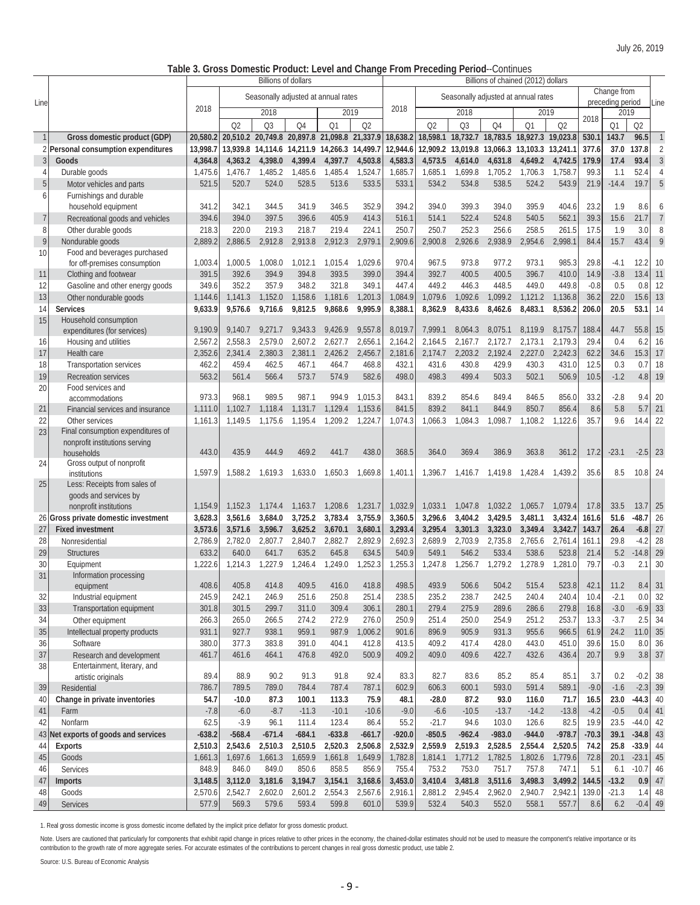July 26, 2019

## Table 3. Gross Domestic Product: Level and Change From Preceding Period--Continues

| Line | | Billions of dollars | | | | | | Billions of chained (2012) dollars | | | | | | | | | Line |
|---|---|---|---|---|---|---|---|---|---|---|---|---|---|---|---|---|---|
| | | 2018 | Seasonally adjusted at annual rates | | | | | 2018 | Seasonally adjusted at annual rates | | | | | Change from preceding period | | | |
| | | | 2018 | | | 2019 | | | 2018 | | | 2019 | | 2018 | 2019 | | |
| | | | Q2 | Q3 | Q4 | Q1 | Q2 | | Q2 | Q3 | Q4 | Q1 | Q2 | | Q1 | Q2 | |
| 1 | **Gross domestic product (GDP)** | **20,580.2** | **20,510.2** | **20,749.8** | **20,897.8** | **21,098.8** | **21,337.9** | **18,638.2** | **18,598.1** | **18,732.7** | **18,783.5** | **18,927.3** | **19,023.8** | **530.1** | **143.7** | **96.5** | 1 |
| 2 | **Personal consumption expenditures** | **13,998.7** | **13,939.8** | **14,114.6** | **14,211.9** | **14,266.3** | **14,499.7** | **12,944.6** | **12,909.2** | **13,019.8** | **13,066.3** | **13,103.3** | **13,241.1** | **377.6** | **37.0** | **137.8** | 2 |
| 3 | **Goods** | **4,364.8** | **4,363.2** | **4,398.0** | **4,399.4** | **4,397.7** | **4,503.8** | **4,583.3** | **4,573.5** | **4,614.0** | **4,631.8** | **4,649.2** | **4,742.5** | **179.9** | **17.4** | **93.4** | 3 |
| 4 | Durable goods | 1,475.6 | 1,476.7 | 1,485.2 | 1,485.6 | 1,485.4 | 1,524.7 | 1,685.7 | 1,685.1 | 1,699.8 | 1,705.2 | 1,706.3 | 1,758.7 | 99.3 | 1.1 | 52.4 | 4 |
| 5 | Motor vehicles and parts | 521.5 | 520.7 | 524.0 | 528.5 | 513.6 | 533.5 | 533.1 | 534.2 | 534.8 | 538.5 | 524.2 | 543.9 | 21.9 | -14.4 | 19.7 | 5 |
| 6 | Furnishings and durable household equipment | 341.2 | 342.1 | 344.5 | 341.9 | 346.5 | 352.9 | 394.2 | 394.0 | 399.3 | 394.0 | 395.9 | 404.6 | 23.2 | 1.9 | 8.6 | 6 |
| 7 | Recreational goods and vehicles | 394.6 | 394.0 | 397.5 | 396.6 | 405.9 | 414.3 | 516.1 | 514.1 | 522.4 | 524.8 | 540.5 | 562.1 | 39.3 | 15.6 | 21.7 | 7 |
| 8 | Other durable goods | 218.3 | 220.0 | 219.3 | 218.7 | 219.4 | 224.1 | 250.7 | 250.7 | 252.3 | 256.6 | 258.5 | 261.5 | 17.5 | 1.9 | 3.0 | 8 |
| 9 | Nondurable goods | 2,889.2 | 2,886.5 | 2,912.8 | 2,913.8 | 2,912.3 | 2,979.1 | 2,909.6 | 2,900.8 | 2,926.6 | 2,938.9 | 2,954.6 | 2,998.1 | 84.4 | 15.7 | 43.4 | 9 |
| 10 | Food and beverages purchased for off-premises consumption | 1,003.4 | 1,000.5 | 1,008.0 | 1,012.1 | 1,015.4 | 1,029.6 | 970.4 | 967.5 | 973.8 | 977.2 | 973.1 | 985.3 | 29.8 | -4.1 | 12.2 | 10 |
| 11 | Clothing and footwear | 391.5 | 392.6 | 394.9 | 394.8 | 393.5 | 399.0 | 394.4 | 392.7 | 400.5 | 400.5 | 396.7 | 410.0 | 14.9 | -3.8 | 13.4 | 11 |
| 12 | Gasoline and other energy goods | 349.6 | 352.2 | 357.9 | 348.2 | 321.8 | 349.1 | 447.4 | 449.2 | 446.3 | 448.5 | 449.0 | 449.8 | -0.8 | 0.5 | 0.8 | 12 |
| 13 | Other nondurable goods | 1,144.6 | 1,141.3 | 1,152.0 | 1,158.6 | 1,181.6 | 1,201.3 | 1,084.9 | 1,079.6 | 1,092.6 | 1,099.2 | 1,121.2 | 1,136.8 | 36.2 | 22.0 | 15.6 | 13 |
| 14 | **Services** | **9,633.9** | **9,576.6** | **9,716.6** | **9,812.5** | **9,868.6** | **9,995.9** | **8,388.1** | **8,362.9** | **8,433.6** | **8,462.6** | **8,483.1** | **8,536.2** | **206.0** | **20.5** | **53.1** | 14 |
| 15 | Household consumption expenditures (for services) | 9,190.9 | 9,140.7 | 9,271.7 | 9,343.3 | 9,426.9 | 9,557.8 | 8,019.7 | 7,999.1 | 8,064.3 | 8,075.1 | 8,119.9 | 8,175.7 | 188.4 | 44.7 | 55.8 | 15 |
| 16 | Housing and utilities | 2,567.2 | 2,558.3 | 2,579.0 | 2,607.2 | 2,627.7 | 2,656.1 | 2,164.2 | 2,164.5 | 2,167.7 | 2,172.7 | 2,173.1 | 2,179.3 | 29.4 | 0.4 | 6.2 | 16 |
| 17 | Health care | 2,352.6 | 2,341.4 | 2,380.3 | 2,381.1 | 2,426.2 | 2,456.7 | 2,181.6 | 2,174.7 | 2,203.2 | 2,192.4 | 2,227.0 | 2,242.3 | 62.2 | 34.6 | 15.3 | 17 |
| 18 | Transportation services | 462.2 | 459.4 | 462.5 | 467.1 | 464.7 | 468.8 | 432.1 | 431.6 | 430.8 | 429.9 | 430.3 | 431.0 | 12.5 | 0.3 | 0.7 | 18 |
| 19 | Recreation services | 563.2 | 561.4 | 566.4 | 573.7 | 574.9 | 582.6 | 498.0 | 498.3 | 499.4 | 503.3 | 502.1 | 506.9 | 10.5 | -1.2 | 4.8 | 19 |
| 20 | Food services and accommodations | 973.3 | 968.1 | 989.5 | 987.1 | 994.9 | 1,015.3 | 843.1 | 839.2 | 854.6 | 849.4 | 846.5 | 856.0 | 33.2 | -2.8 | 9.4 | 20 |
| 21 | Financial services and insurance | 1,111.0 | 1,102.7 | 1,118.4 | 1,131.7 | 1,129.4 | 1,153.6 | 841.5 | 839.2 | 841.1 | 844.9 | 850.7 | 856.4 | 8.6 | 5.8 | 5.7 | 21 |
| 22 | Other services | 1,161.3 | 1,149.5 | 1,175.6 | 1,195.4 | 1,209.2 | 1,224.7 | 1,074.3 | 1,066.3 | 1,084.3 | 1,098.7 | 1,108.2 | 1,122.6 | 35.7 | 9.6 | 14.4 | 22 |
| 23 | Final consumption expenditures of nonprofit institutions serving households | 443.0 | 435.9 | 444.9 | 469.2 | 441.7 | 438.0 | 368.5 | 364.0 | 369.4 | 386.9 | 363.8 | 361.2 | 17.2 | -23.1 | -2.5 | 23 |
| 24 | Gross output of nonprofit institutions | 1,597.9 | 1,588.2 | 1,619.3 | 1,633.0 | 1,650.3 | 1,669.8 | 1,401.1 | 1,396.7 | 1,416.7 | 1,419.8 | 1,428.4 | 1,439.2 | 35.6 | 8.5 | 10.8 | 24 |
| 25 | Less: Receipts from sales of goods and services by nonprofit institutions | 1,154.9 | 1,152.3 | 1,174.4 | 1,163.7 | 1,208.6 | 1,231.7 | 1,032.9 | 1,033.1 | 1,047.8 | 1,032.2 | 1,065.7 | 1,079.4 | 17.8 | 33.5 | 13.7 | 25 |
| 26 | **Gross private domestic investment** | **3,628.3** | **3,561.6** | **3,684.0** | **3,725.2** | **3,783.4** | **3,755.9** | **3,360.5** | **3,296.6** | **3,404.2** | **3,429.5** | **3,481.1** | **3,432.4** | **161.6** | **51.6** | **-48.7** | 26 |
| 27 | **Fixed investment** | **3,573.6** | **3,571.6** | **3,596.7** | **3,625.2** | **3,670.1** | **3,680.1** | **3,293.4** | **3,295.4** | **3,301.3** | **3,323.0** | **3,349.4** | **3,342.7** | **143.7** | **26.4** | **-6.8** | 27 |
| 28 | Nonresidential | 2,786.9 | 2,782.0 | 2,807.7 | 2,840.7 | 2,882.7 | 2,892.9 | 2,692.3 | 2,689.9 | 2,703.9 | 2,735.8 | 2,765.6 | 2,761.4 | 161.1 | 29.8 | -4.2 | 28 |
| 29 | Structures | 633.2 | 640.0 | 641.7 | 635.2 | 645.8 | 634.5 | 540.9 | 549.1 | 546.2 | 533.4 | 538.6 | 523.8 | 21.4 | 5.2 | -14.8 | 29 |
| 30 | Equipment | 1,222.6 | 1,214.3 | 1,227.9 | 1,246.4 | 1,249.0 | 1,252.3 | 1,255.3 | 1,247.8 | 1,256.7 | 1,279.2 | 1,278.9 | 1,281.0 | 79.7 | -0.3 | 2.1 | 30 |
| 31 | Information processing equipment | 408.6 | 405.8 | 414.8 | 409.5 | 416.0 | 418.8 | 498.5 | 493.9 | 506.6 | 504.2 | 515.4 | 523.8 | 42.1 | 11.2 | 8.4 | 31 |
| 32 | Industrial equipment | 245.9 | 242.1 | 246.9 | 251.6 | 250.8 | 251.4 | 238.5 | 235.2 | 238.7 | 242.5 | 240.4 | 240.4 | 10.4 | -2.1 | 0.0 | 32 |
| 33 | Transportation equipment | 301.8 | 301.5 | 299.7 | 311.0 | 309.4 | 306.1 | 280.1 | 279.4 | 275.9 | 289.6 | 286.6 | 279.8 | 16.8 | -3.0 | -6.9 | 33 |
| 34 | Other equipment | 266.3 | 265.0 | 266.5 | 274.2 | 272.9 | 276.0 | 250.9 | 251.4 | 250.0 | 254.9 | 251.2 | 253.7 | 13.3 | -3.7 | 2.5 | 34 |
| 35 | Intellectual property products | 931.1 | 927.7 | 938.1 | 959.1 | 987.9 | 1,006.2 | 901.6 | 896.9 | 905.9 | 931.3 | 955.6 | 966.5 | 61.9 | 24.2 | 11.0 | 35 |
| 36 | Software | 380.0 | 377.3 | 383.8 | 391.0 | 404.1 | 412.8 | 413.5 | 409.2 | 417.4 | 428.0 | 443.0 | 451.0 | 39.6 | 15.0 | 8.0 | 36 |
| 37 | Research and development | 461.7 | 461.6 | 464.1 | 476.8 | 492.0 | 500.9 | 409.2 | 409.0 | 409.6 | 422.7 | 432.6 | 436.4 | 20.7 | 9.9 | 3.8 | 37 |
| 38 | Entertainment, literary, and artistic originals | 89.4 | 88.9 | 90.2 | 91.3 | 91.8 | 92.4 | 83.3 | 82.7 | 83.6 | 85.2 | 85.4 | 85.1 | 3.7 | 0.2 | -0.2 | 38 |
| 39 | Residential | 786.7 | 789.5 | 789.0 | 784.4 | 787.4 | 787.1 | 602.9 | 606.3 | 600.1 | 593.0 | 591.4 | 589.1 | -9.0 | -1.6 | -2.3 | 39 |
| 40 | **Change in private inventories** | **54.7** | **-10.0** | **87.3** | **100.1** | **113.3** | **75.9** | **48.1** | **-28.0** | **87.2** | **93.0** | **116.0** | **71.7** | **16.5** | **23.0** | **-44.3** | 40 |
| 41 | Farm | -7.8 | -6.0 | -8.7 | -11.3 | -10.1 | -10.6 | -9.0 | -6.6 | -10.5 | -13.7 | -14.2 | -13.8 | -4.2 | -0.5 | 0.4 | 41 |
| 42 | Nonfarm | 62.5 | -3.9 | 96.1 | 111.4 | 123.4 | 86.4 | 55.2 | -21.7 | 94.6 | 103.0 | 126.6 | 82.5 | 19.9 | 23.5 | -44.0 | 42 |
| 43 | **Net exports of goods and services** | **-638.2** | **-568.4** | **-671.4** | **-684.1** | **-633.8** | **-661.7** | **-920.0** | **-850.5** | **-962.4** | **-983.0** | **-944.0** | **-978.7** | **-70.3** | **39.1** | **-34.8** | 43 |
| 44 | **Exports** | **2,510.3** | **2,543.6** | **2,510.3** | **2,510.5** | **2,520.3** | **2,506.8** | **2,532.9** | **2,559.9** | **2,519.3** | **2,528.5** | **2,554.4** | **2,520.5** | **74.2** | **25.8** | **-33.9** | 44 |
| 45 | Goods | 1,661.3 | 1,697.6 | 1,661.3 | 1,659.9 | 1,661.8 | 1,649.9 | 1,782.8 | 1,814.1 | 1,771.2 | 1,782.5 | 1,802.6 | 1,779.6 | 72.8 | 20.1 | -23.1 | 45 |
| 46 | Services | 848.9 | 846.0 | 849.0 | 850.6 | 858.5 | 856.9 | 755.4 | 753.2 | 753.0 | 751.7 | 757.8 | 747.1 | 5.1 | 6.1 | -10.7 | 46 |
| 47 | **Imports** | **3,148.5** | **3,112.0** | **3,181.6** | **3,194.7** | **3,154.1** | **3,168.6** | **3,453.0** | **3,410.4** | **3,481.8** | **3,511.6** | **3,498.3** | **3,499.2** | **144.5** | **-13.2** | **0.9** | 47 |
| 48 | Goods | 2,570.6 | 2,542.7 | 2,602.0 | 2,601.2 | 2,554.3 | 2,567.6 | 2,916.1 | 2,881.2 | 2,945.4 | 2,962.0 | 2,940.7 | 2,942.1 | 139.0 | -21.3 | 1.4 | 48 |
| 49 | Services | 577.9 | 569.3 | 579.6 | 593.4 | 599.8 | 601.0 | 539.9 | 532.4 | 540.3 | 552.0 | 558.1 | 557.7 | 8.6 | 6.2 | -0.4 | 49 |

1. Real gross domestic income is gross domestic income deflated by the implicit price deflator for gross domestic product.

Note. Users are cautioned that particularly for components that exhibit rapid change in prices relative to other prices in the economy, the chained-dollar estimates should not be used to measure the component's relative importance or its contribution to the growth rate of more aggregate series. For accurate estimates of the contributions to percent changes in real gross domestic product, use table 2.

Source: U.S. Bureau of Economic Analysis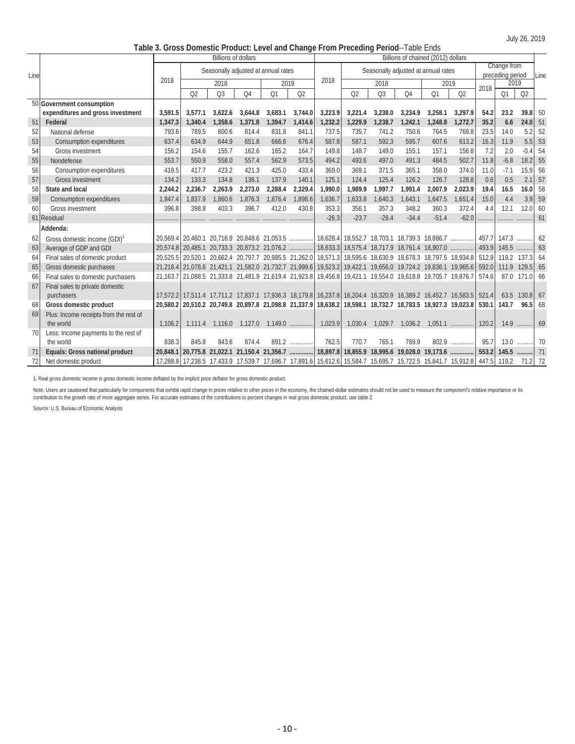July 26, 2019

**Table 3. Gross Domestic Product: Level and Change From Preceding Period**--Table Ends

| Line | | Billions of dollars | | | | | | Billions of chained (2012) dollars | | | | | | | | | Line |
|---|---|---|---|---|---|---|---|---|---|---|---|---|---|---|---|---|---|
| | | 2018 | Seasonally adjusted at annual rates | | | | | 2018 | Seasonally adjusted at annual rates | | | | | Change from preceding period | | | |
| | | | 2018 | | | 2019 | | | 2018 | | | 2019 | | 2018 | 2019 | | |
| | | | Q2 | Q3 | Q4 | Q1 | Q2 | | Q2 | Q3 | Q4 | Q1 | Q2 | | Q1 | Q2 | |
| 50 | **Government consumption expenditures and gross investment** | **3,591.5** | **3,577.1** | **3,622.6** | **3,644.8** | **3,683.1** | **3,744.0** | **3,223.9** | **3,221.4** | **3,238.0** | **3,234.9** | **3,258.1** | **3,297.9** | **54.2** | **23.2** | **39.8** | 50 |
| 51 | **Federal** | **1,347.3** | **1,340.4** | **1,358.6** | **1,371.8** | **1,394.7** | **1,414.6** | **1,232.2** | **1,229.9** | **1,238.7** | **1,242.1** | **1,248.8** | **1,272.7** | **35.2** | **6.6** | **24.0** | 51 |
| 52 | National defense | 793.6 | 789.5 | 800.6 | 814.4 | 831.8 | 841.1 | 737.5 | 735.7 | 741.2 | 750.6 | 764.5 | 769.8 | 23.5 | 14.0 | 5.2 | 52 |
| 53 | Consumption expenditures | 637.4 | 634.9 | 644.9 | 651.8 | 666.6 | 676.4 | 587.8 | 587.1 | 592.3 | 595.7 | 607.6 | 613.2 | 16.3 | 11.9 | 5.5 | 53 |
| 54 | Gross investment | 156.2 | 154.6 | 155.7 | 162.6 | 165.2 | 164.7 | 149.8 | 148.7 | 149.0 | 155.1 | 157.1 | 156.8 | 7.2 | 2.0 | -0.4 | 54 |
| 55 | Nondefense | 553.7 | 550.9 | 558.0 | 557.4 | 562.9 | 573.5 | 494.2 | 493.6 | 497.0 | 491.3 | 484.5 | 502.7 | 11.8 | -6.8 | 18.2 | 55 |
| 56 | Consumption expenditures | 419.5 | 417.7 | 423.2 | 421.3 | 425.0 | 433.4 | 369.0 | 369.1 | 371.5 | 365.1 | 358.0 | 374.0 | 11.0 | -7.1 | 15.9 | 56 |
| 57 | Gross investment | 134.2 | 133.3 | 134.8 | 136.1 | 137.9 | 140.1 | 125.1 | 124.4 | 125.4 | 126.2 | 126.7 | 128.8 | 0.6 | 0.5 | 2.1 | 57 |
| 58 | **State and local** | **2,244.2** | **2,236.7** | **2,263.9** | **2,273.0** | **2,288.4** | **2,329.4** | **1,990.0** | **1,989.9** | **1,997.7** | **1,991.4** | **2,007.9** | **2,023.9** | **19.4** | **16.5** | **16.0** | 58 |
| 59 | Consumption expenditures | 1,847.4 | 1,837.9 | 1,860.6 | 1,876.3 | 1,876.4 | 1,898.6 | 1,636.7 | 1,633.8 | 1,640.3 | 1,643.1 | 1,647.5 | 1,651.4 | 15.0 | 4.4 | 3.9 | 59 |
| 60 | Gross investment | 396.8 | 398.8 | 403.3 | 396.7 | 412.0 | 430.8 | 353.3 | 356.1 | 357.3 | 348.2 | 360.3 | 372.4 | 4.4 | 12.1 | 12.0 | 60 |
| 61 | Residual | ............. | ............. | ............. | ............. | ............. | ............. | -26.3 | -23.7 | -28.4 | -34.4 | -51.4 | -62.0 | .......... | .......... | .......... | 61 |
| | **Addenda:** | | | | | | | | | | | | | | | | |
| 62 | Gross domestic income (GDI)[1] | 20,569.4 | 20,460.1 | 20,716.9 | 20,848.6 | 21,053.5 | ............. | 18,628.4 | 18,552.7 | 18,703.1 | 18,739.3 | 18,886.7 | ............. | 457.7 | 147.3 | .......... | 62 |
| 63 | Average of GDP and GDI | 20,574.8 | 20,485.1 | 20,733.3 | 20,873.2 | 21,076.2 | ............. | 18,633.3 | 18,575.4 | 18,717.9 | 18,761.4 | 18,907.0 | ............. | 493.9 | 145.5 | .......... | 63 |
| 64 | Final sales of domestic product | 20,525.5 | 20,520.1 | 20,662.4 | 20,797.7 | 20,985.5 | 21,262.0 | 18,571.3 | 18,595.6 | 18,630.9 | 18,678.3 | 18,797.5 | 18,934.8 | 512.9 | 119.2 | 137.3 | 64 |
| 65 | Gross domestic purchases | 21,218.4 | 21,078.6 | 21,421.1 | 21,582.0 | 21,732.7 | 21,999.6 | 19,523.2 | 19,422.1 | 19,656.0 | 19,724.2 | 19,836.1 | 19,965.6 | 592.0 | 111.9 | 129.5 | 65 |
| 66 | Final sales to domestic purchasers | 21,163.7 | 21,088.5 | 21,333.8 | 21,481.9 | 21,619.4 | 21,923.8 | 19,456.8 | 19,421.1 | 19,554.0 | 19,618.8 | 19,705.7 | 19,876.7 | 574.6 | 87.0 | 171.0 | 66 |
| 67 | Final sales to private domestic purchasers | 17,572.2 | 17,511.4 | 17,711.2 | 17,837.1 | 17,936.3 | 18,179.8 | 16,237.8 | 16,204.4 | 16,320.9 | 16,389.2 | 16,452.7 | 16,583.5 | 521.4 | 63.5 | 130.8 | 67 |
| 68 | **Gross domestic product** | **20,580.2** | **20,510.2** | **20,749.8** | **20,897.8** | **21,098.8** | **21,337.9** | **18,638.2** | **18,598.1** | **18,732.7** | **18,783.5** | **18,927.3** | **19,023.8** | **530.1** | **143.7** | **96.5** | 68 |
| 69 | Plus: Income receipts from the rest of the world | 1,106.2 | 1,111.4 | 1,116.0 | 1,127.0 | 1,149.0 | ............. | 1,023.9 | 1,030.4 | 1,029.7 | 1,036.2 | 1,051.1 | ............. | 120.2 | 14.9 | .......... | 69 |
| 70 | Less: Income payments to the rest of the world | 838.3 | 845.8 | 843.6 | 874.4 | 891.2 | ............. | 762.5 | 770.7 | 765.1 | 789.9 | 802.9 | ............. | 95.7 | 13.0 | .......... | 70 |
| 71 | **Equals: Gross national product** | **20,848.1** | **20,775.8** | **21,022.1** | **21,150.4** | **21,356.7** | ............. | **18,897.8** | **18,855.9** | **18,995.6** | **19,028.0** | **19,173.6** | ............. | **553.2** | **145.5** | .......... | 71 |
| 72 | Net domestic product | 17,288.8 | 17,238.5 | 17,433.9 | 17,539.7 | 17,696.7 | 17,891.6 | 15,612.6 | 15,584.7 | 15,695.7 | 15,722.5 | 15,841.7 | 15,912.8 | 447.5 | 119.2 | 71.2 | 72 |

1. Real gross domestic income is gross domestic income deflated by the implicit price deflator for gross domestic product.

Note. Users are cautioned that particularly for components that exhibit rapid change in prices relative to other prices in the economy, the chained-dollar estimates should not be used to measure the component's relative importance or its contribution to the growth rate of more aggregate series. For accurate estimates of the contributions to percent changes in real gross domestic product, use table 2.

Source: U.S. Bureau of Economic Analysis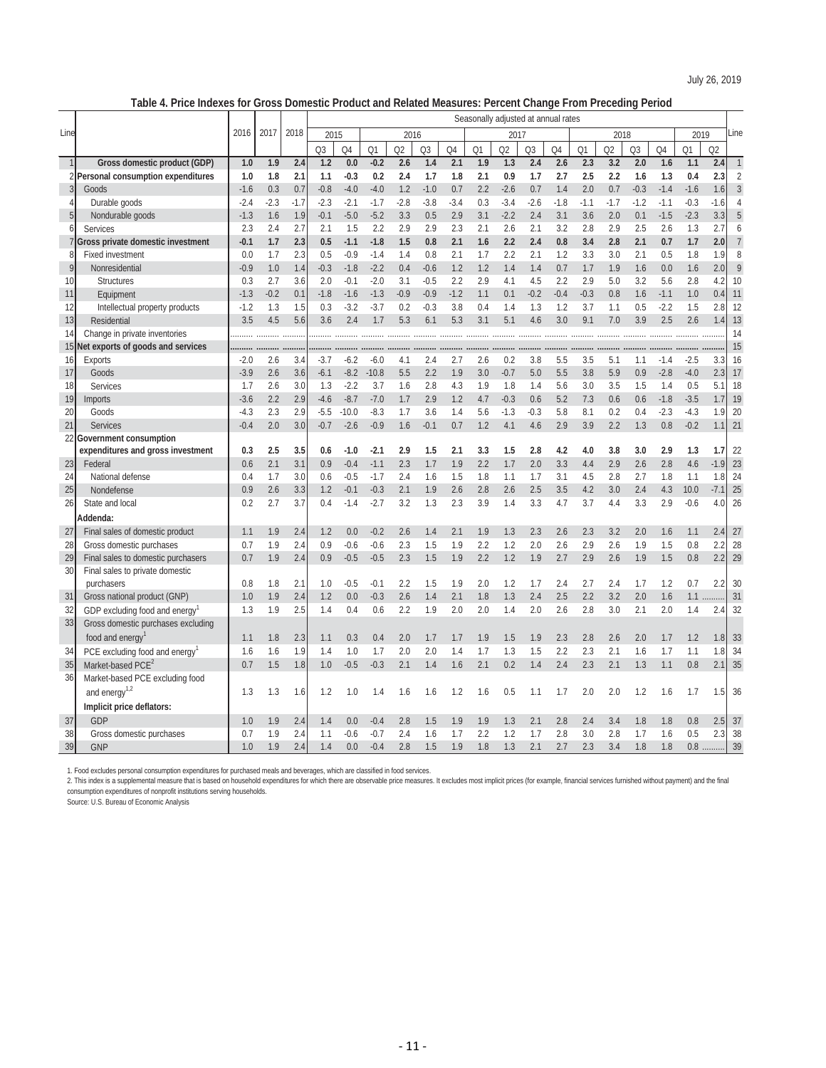July 26, 2019

**Table 4. Price Indexes for Gross Domestic Product and Related Measures: Percent Change From Preceding Period**

| Line | | 2016 | 2017 | 2018 | 2015 Q3 | 2015 Q4 | 2016 Q1 | 2016 Q2 | 2016 Q3 | 2016 Q4 | 2017 Q1 | 2017 Q2 | 2017 Q3 | 2017 Q4 | 2018 Q1 | 2018 Q2 | 2018 Q3 | 2018 Q4 | 2019 Q1 | 2019 Q2 | Line |
|---|---|---|---|---|---|---|---|---|---|---|---|---|---|---|---|---|---|---|---|---|---|
| | | | | | Seasonally adjusted at annual rates | | | | | | | | | | | | | | | | |
| 1 | **Gross domestic product (GDP)** | **1.0** | **1.9** | **2.4** | **1.2** | **0.0** | **-0.2** | **2.6** | **1.4** | **2.1** | **1.9** | **1.3** | **2.4** | **2.6** | **2.3** | **3.2** | **2.0** | **1.6** | **1.1** | **2.4** | 1 |
| 2 | **Personal consumption expenditures** | **1.0** | **1.8** | **2.1** | **1.1** | **-0.3** | **0.2** | **2.4** | **1.7** | **1.8** | **2.1** | **0.9** | **1.7** | **2.7** | **2.5** | **2.2** | **1.6** | **1.3** | **0.4** | **2.3** | 2 |
| 3 | Goods | -1.6 | 0.3 | 0.7 | -0.8 | -4.0 | -4.0 | 1.2 | -1.0 | 0.7 | 2.2 | -2.6 | 0.7 | 1.4 | 2.0 | 0.7 | -0.3 | -1.4 | -1.6 | 1.6 | 3 |
| 4 | Durable goods | -2.4 | -2.3 | -1.7 | -2.3 | -2.1 | -1.7 | -2.8 | -3.8 | -3.4 | 0.3 | -3.4 | -2.6 | -1.8 | -1.1 | -1.7 | -1.2 | -1.1 | -0.3 | -1.6 | 4 |
| 5 | Nondurable goods | -1.3 | 1.6 | 1.9 | -0.1 | -5.0 | -5.2 | 3.3 | 0.5 | 2.9 | 3.1 | -2.2 | 2.4 | 3.1 | 3.6 | 2.0 | 0.1 | -1.5 | -2.3 | 3.3 | 5 |
| 6 | Services | 2.3 | 2.4 | 2.7 | 2.1 | 1.5 | 2.2 | 2.9 | 2.9 | 2.3 | 2.1 | 2.6 | 2.1 | 3.2 | 2.8 | 2.9 | 2.5 | 2.6 | 1.3 | 2.7 | 6 |
| 7 | **Gross private domestic investment** | **-0.1** | **1.7** | **2.3** | **0.5** | **-1.1** | **-1.8** | **1.5** | **0.8** | **2.1** | **1.6** | **2.2** | **2.4** | **0.8** | **3.4** | **2.8** | **2.1** | **0.7** | **1.7** | **2.0** | 7 |
| 8 | Fixed investment | 0.0 | 1.7 | 2.3 | 0.5 | -0.9 | -1.4 | 1.4 | 0.8 | 2.1 | 1.7 | 2.2 | 2.1 | 1.2 | 3.3 | 3.0 | 2.1 | 0.5 | 1.8 | 1.9 | 8 |
| 9 | Nonresidential | -0.9 | 1.0 | 1.4 | -0.3 | -1.8 | -2.2 | 0.4 | -0.6 | 1.2 | 1.2 | 1.4 | 1.4 | 0.7 | 1.7 | 1.9 | 1.6 | 0.0 | 1.6 | 2.0 | 9 |
| 10 | Structures | 0.3 | 2.7 | 3.6 | 2.0 | -0.1 | -2.0 | 3.1 | -0.5 | 2.2 | 2.9 | 4.1 | 4.5 | 2.2 | 2.9 | 5.0 | 3.2 | 5.6 | 2.8 | 4.2 | 10 |
| 11 | Equipment | -1.3 | -0.2 | 0.1 | -1.8 | -1.6 | -1.3 | -0.9 | -0.9 | -1.2 | 1.1 | 0.1 | -0.2 | -0.4 | -0.3 | 0.8 | 1.6 | -1.1 | 1.0 | 0.4 | 11 |
| 12 | Intellectual property products | -1.2 | 1.3 | 1.5 | 0.3 | -3.2 | -3.7 | 0.2 | -0.3 | 3.8 | 0.4 | 1.4 | 1.3 | 1.2 | 3.7 | 1.1 | 0.5 | -2.2 | 1.5 | 2.8 | 12 |
| 13 | Residential | 3.5 | 4.5 | 5.6 | 3.6 | 2.4 | 1.7 | 5.3 | 6.1 | 5.3 | 3.1 | 5.1 | 4.6 | 3.0 | 9.1 | 7.0 | 3.9 | 2.5 | 2.6 | 1.4 | 13 |
| 14 | Change in private inventories | ......... | ......... | ......... | ......... | ......... | ......... | ......... | ......... | ......... | ......... | ......... | ......... | ......... | ......... | ......... | ......... | ......... | ......... | ......... | 14 |
| 15 | **Net exports of goods and services** | ......... | ......... | ......... | ......... | ......... | ......... | ......... | ......... | ......... | ......... | ......... | ......... | ......... | ......... | ......... | ......... | ......... | ......... | ......... | 15 |
| 16 | Exports | -2.0 | 2.6 | 3.4 | -3.7 | -6.2 | -6.0 | 4.1 | 2.4 | 2.7 | 2.6 | 0.2 | 3.8 | 5.5 | 3.5 | 5.1 | 1.1 | -1.4 | -2.5 | 3.3 | 16 |
| 17 | Goods | -3.9 | 2.6 | 3.6 | -6.1 | -8.2 | -10.8 | 5.5 | 2.2 | 1.9 | 3.0 | -0.7 | 5.0 | 5.5 | 3.8 | 5.9 | 0.9 | -2.8 | -4.0 | 2.3 | 17 |
| 18 | Services | 1.7 | 2.6 | 3.0 | 1.3 | -2.2 | 3.7 | 1.6 | 2.8 | 4.3 | 1.9 | 1.8 | 1.4 | 5.6 | 3.0 | 3.5 | 1.5 | 1.4 | 0.5 | 5.1 | 18 |
| 19 | Imports | -3.6 | 2.2 | 2.9 | -4.6 | -8.7 | -7.0 | 1.7 | 2.9 | 1.2 | 4.7 | -0.3 | 0.6 | 5.2 | 7.3 | 0.6 | 0.6 | -1.8 | -3.5 | 1.7 | 19 |
| 20 | Goods | -4.3 | 2.3 | 2.9 | -5.5 | -10.0 | -8.3 | 1.7 | 3.6 | 1.4 | 5.6 | -1.3 | -0.3 | 5.8 | 8.1 | 0.2 | 0.4 | -2.3 | -4.3 | 1.9 | 20 |
| 21 | Services | -0.4 | 2.0 | 3.0 | -0.7 | -2.6 | -0.9 | 1.6 | -0.1 | 0.7 | 1.2 | 4.1 | 4.6 | 2.9 | 3.9 | 2.2 | 1.3 | 0.8 | -0.2 | 1.1 | 21 |
| 22 | **Government consumption expenditures and gross investment** | **0.3** | **2.5** | **3.5** | **0.6** | **-1.0** | **-2.1** | **2.9** | **1.5** | **2.1** | **3.3** | **1.5** | **2.8** | **4.2** | **4.0** | **3.8** | **3.0** | **2.9** | **1.3** | **1.7** | 22 |
| 23 | Federal | 0.6 | 2.1 | 3.1 | 0.9 | -0.4 | -1.1 | 2.3 | 1.7 | 1.9 | 2.2 | 1.7 | 2.0 | 3.3 | 4.4 | 2.9 | 2.6 | 2.8 | 4.6 | -1.9 | 23 |
| 24 | National defense | 0.4 | 1.7 | 3.0 | 0.6 | -0.5 | -1.7 | 2.4 | 1.6 | 1.5 | 1.8 | 1.1 | 1.7 | 3.1 | 4.5 | 2.8 | 2.7 | 1.8 | 1.1 | 1.8 | 24 |
| 25 | Nondefense | 0.9 | 2.6 | 3.3 | 1.2 | -0.1 | -0.3 | 2.1 | 1.9 | 2.6 | 2.8 | 2.6 | 2.5 | 3.5 | 4.2 | 3.0 | 2.4 | 4.3 | 10.0 | -7.1 | 25 |
| 26 | State and local | 0.2 | 2.7 | 3.7 | 0.4 | -1.4 | -2.7 | 3.2 | 1.3 | 2.3 | 3.9 | 1.4 | 3.3 | 4.7 | 3.7 | 4.4 | 3.3 | 2.9 | -0.6 | 4.0 | 26 |
| | **Addenda:** | | | | | | | | | | | | | | | | | | | | |
| 27 | Final sales of domestic product | 1.1 | 1.9 | 2.4 | 1.2 | 0.0 | -0.2 | 2.6 | 1.4 | 2.1 | 1.9 | 1.3 | 2.3 | 2.6 | 2.3 | 3.2 | 2.0 | 1.6 | 1.1 | 2.4 | 27 |
| 28 | Gross domestic purchases | 0.7 | 1.9 | 2.4 | 0.9 | -0.6 | -0.6 | 2.3 | 1.5 | 1.9 | 2.2 | 1.2 | 2.0 | 2.6 | 2.9 | 2.6 | 1.9 | 1.5 | 0.8 | 2.2 | 28 |
| 29 | Final sales to domestic purchasers | 0.7 | 1.9 | 2.4 | 0.9 | -0.5 | -0.5 | 2.3 | 1.5 | 1.9 | 2.2 | 1.2 | 1.9 | 2.7 | 2.9 | 2.6 | 1.9 | 1.5 | 0.8 | 2.2 | 29 |
| 30 | Final sales to private domestic purchasers | 0.8 | 1.8 | 2.1 | 1.0 | -0.5 | -0.1 | 2.2 | 1.5 | 1.9 | 2.0 | 1.2 | 1.7 | 2.4 | 2.7 | 2.4 | 1.7 | 1.2 | 0.7 | 2.2 | 30 |
| 31 | Gross national product (GNP) | 1.0 | 1.9 | 2.4 | 1.2 | 0.0 | -0.3 | 2.6 | 1.4 | 2.1 | 1.8 | 1.3 | 2.4 | 2.5 | 2.2 | 3.2 | 2.0 | 1.6 | 1.1 | ......... | 31 |
| 32 | GDP excluding food and energy[1] | 1.3 | 1.9 | 2.5 | 1.4 | 0.4 | 0.6 | 2.2 | 1.9 | 2.0 | 2.0 | 1.4 | 2.0 | 2.6 | 2.8 | 3.0 | 2.1 | 2.0 | 1.4 | 2.4 | 32 |
| 33 | Gross domestic purchases excluding food and energy[1] | 1.1 | 1.8 | 2.3 | 1.1 | 0.3 | 0.4 | 2.0 | 1.7 | 1.7 | 1.9 | 1.5 | 1.9 | 2.3 | 2.8 | 2.6 | 2.0 | 1.7 | 1.2 | 1.8 | 33 |
| 34 | PCE excluding food and energy[1] | 1.6 | 1.6 | 1.9 | 1.4 | 1.0 | 1.7 | 2.0 | 2.0 | 1.4 | 1.7 | 1.3 | 1.5 | 2.2 | 2.3 | 2.1 | 1.6 | 1.7 | 1.1 | 1.8 | 34 |
| 35 | Market-based PCE[2] | 0.7 | 1.5 | 1.8 | 1.0 | -0.5 | -0.3 | 2.1 | 1.4 | 1.6 | 2.1 | 0.2 | 1.4 | 2.4 | 2.3 | 2.1 | 1.3 | 1.1 | 0.8 | 2.1 | 35 |
| 36 | Market-based PCE excluding food and energy[1,2] | 1.3 | 1.3 | 1.6 | 1.2 | 1.0 | 1.4 | 1.6 | 1.6 | 1.2 | 1.6 | 0.5 | 1.1 | 1.7 | 2.0 | 2.0 | 1.2 | 1.6 | 1.7 | 1.5 | 36 |
| | **Implicit price deflators:** | | | | | | | | | | | | | | | | | | | | |
| 37 | GDP | 1.0 | 1.9 | 2.4 | 1.4 | 0.0 | -0.4 | 2.8 | 1.5 | 1.9 | 1.9 | 1.3 | 2.1 | 2.8 | 2.4 | 3.4 | 1.8 | 1.8 | 0.8 | 2.5 | 37 |
| 38 | Gross domestic purchases | 0.7 | 1.9 | 2.4 | 1.1 | -0.6 | -0.7 | 2.4 | 1.6 | 1.7 | 2.2 | 1.2 | 1.7 | 2.8 | 3.0 | 2.8 | 1.7 | 1.6 | 0.5 | 2.3 | 38 |
| 39 | GNP | 1.0 | 1.9 | 2.4 | 1.4 | 0.0 | -0.4 | 2.8 | 1.5 | 1.9 | 1.8 | 1.3 | 2.1 | 2.7 | 2.3 | 3.4 | 1.8 | 1.8 | 0.8 | ......... | 39 |

1. Food excludes personal consumption expenditures for purchased meals and beverages, which are classified in food services.
2. This index is a supplemental measure that is based on household expenditures for which there are observable price measures. It excludes most implicit prices (for example, financial services furnished without payment) and the final consumption expenditures of nonprofit institutions serving households.

Source: U.S. Bureau of Economic Analysis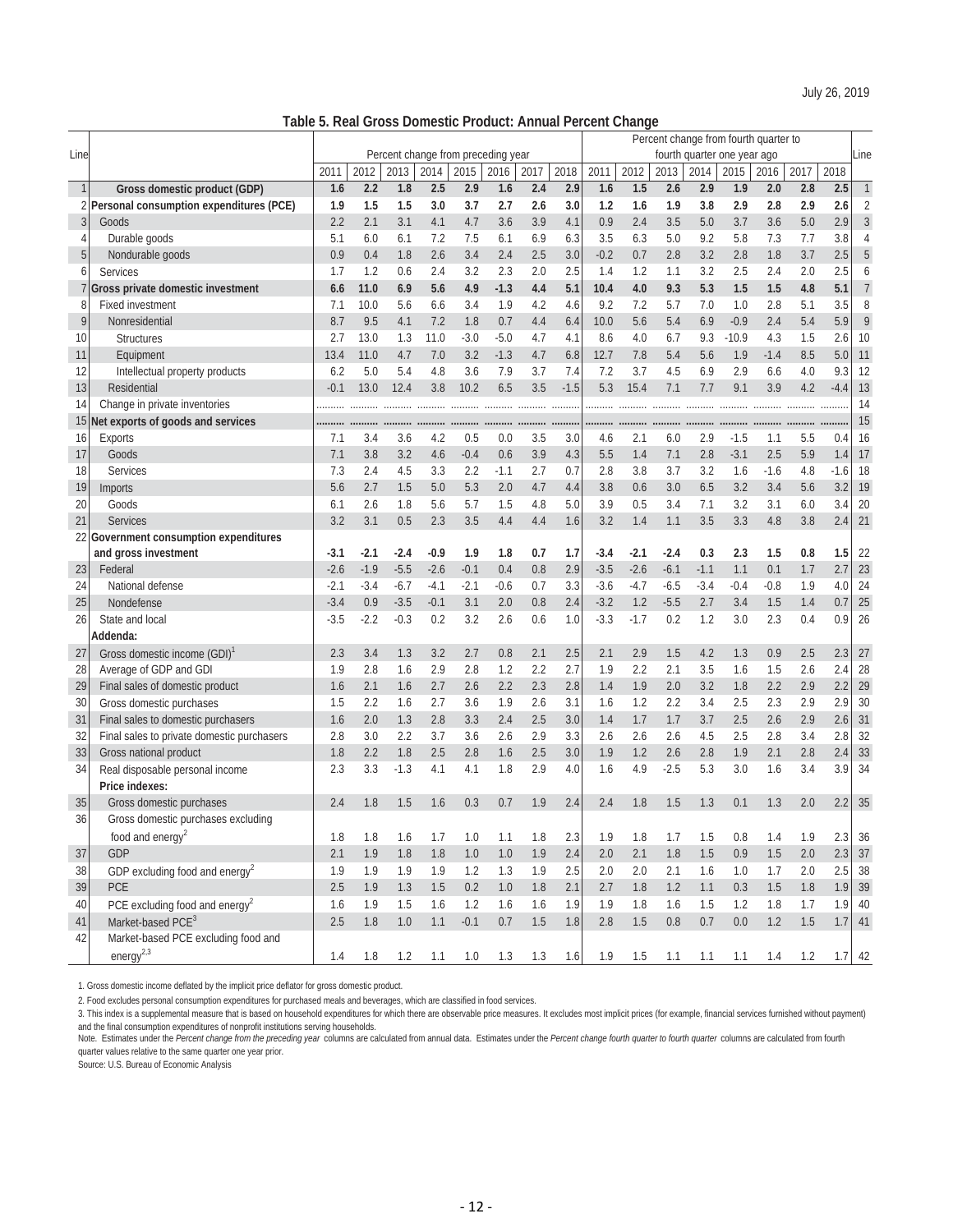July 26, 2019

## Table 5. Real Gross Domestic Product: Annual Percent Change

| Line | | Percent change from preceding year | | | | | | | | Percent change from fourth quarter to fourth quarter one year ago | | | | | | | | Line |
|---|---|---|---|---|---|---|---|---|---|---|---|---|---|---|---|---|---|---|
| | | 2011 | 2012 | 2013 | 2014 | 2015 | 2016 | 2017 | 2018 | 2011 | 2012 | 2013 | 2014 | 2015 | 2016 | 2017 | 2018 | |
| 1 | **Gross domestic product (GDP)** | **1.6** | **2.2** | **1.8** | **2.5** | **2.9** | **1.6** | **2.4** | **2.9** | **1.6** | **1.5** | **2.6** | **2.9** | **1.9** | **2.0** | **2.8** | **2.5** | 1 |
| 2 | **Personal consumption expenditures (PCE)** | **1.9** | **1.5** | **1.5** | **3.0** | **3.7** | **2.7** | **2.6** | **3.0** | **1.2** | **1.6** | **1.9** | **3.8** | **2.9** | **2.8** | **2.9** | **2.6** | 2 |
| 3 | Goods | 2.2 | 2.1 | 3.1 | 4.1 | 4.7 | 3.6 | 3.9 | 4.1 | 0.9 | 2.4 | 3.5 | 5.0 | 3.7 | 3.6 | 5.0 | 2.9 | 3 |
| 4 | Durable goods | 5.1 | 6.0 | 6.1 | 7.2 | 7.5 | 6.1 | 6.9 | 6.3 | 3.5 | 6.3 | 5.0 | 9.2 | 5.8 | 7.3 | 7.7 | 3.8 | 4 |
| 5 | Nondurable goods | 0.9 | 0.4 | 1.8 | 2.6 | 3.4 | 2.4 | 2.5 | 3.0 | -0.2 | 0.7 | 2.8 | 3.2 | 2.8 | 1.8 | 3.7 | 2.5 | 5 |
| 6 | Services | 1.7 | 1.2 | 0.6 | 2.4 | 3.2 | 2.3 | 2.0 | 2.5 | 1.4 | 1.2 | 1.1 | 3.2 | 2.5 | 2.4 | 2.0 | 2.5 | 6 |
| 7 | **Gross private domestic investment** | **6.6** | **11.0** | **6.9** | **5.6** | **4.9** | **-1.3** | **4.4** | **5.1** | **10.4** | **4.0** | **9.3** | **5.3** | **1.5** | **1.5** | **4.8** | **5.1** | 7 |
| 8 | Fixed investment | 7.1 | 10.0 | 5.6 | 6.6 | 3.4 | 1.9 | 4.2 | 4.6 | 9.2 | 7.2 | 5.7 | 7.0 | 1.0 | 2.8 | 5.1 | 3.5 | 8 |
| 9 | Nonresidential | 8.7 | 9.5 | 4.1 | 7.2 | 1.8 | 0.7 | 4.4 | 6.4 | 10.0 | 5.6 | 5.4 | 6.9 | -0.9 | 2.4 | 5.4 | 5.9 | 9 |
| 10 | Structures | 2.7 | 13.0 | 1.3 | 11.0 | -3.0 | -5.0 | 4.7 | 4.1 | 8.6 | 4.0 | 6.7 | 9.3 | -10.9 | 4.3 | 1.5 | 2.6 | 10 |
| 11 | Equipment | 13.4 | 11.0 | 4.7 | 7.0 | 3.2 | -1.3 | 4.7 | 6.8 | 12.7 | 7.8 | 5.4 | 5.6 | 1.9 | -1.4 | 8.5 | 5.0 | 11 |
| 12 | Intellectual property products | 6.2 | 5.0 | 5.4 | 4.8 | 3.6 | 7.9 | 3.7 | 7.4 | 7.2 | 3.7 | 4.5 | 6.9 | 2.9 | 6.6 | 4.0 | 9.3 | 12 |
| 13 | Residential | -0.1 | 13.0 | 12.4 | 3.8 | 10.2 | 6.5 | 3.5 | -1.5 | 5.3 | 15.4 | 7.1 | 7.7 | 9.1 | 3.9 | 4.2 | -4.4 | 13 |
| 14 | Change in private inventories | .......... | .......... | .......... | .......... | .......... | .......... | .......... | .......... | .......... | .......... | .......... | .......... | .......... | .......... | .......... | .......... | 14 |
| 15 | **Net exports of goods and services** | .......... | .......... | .......... | .......... | .......... | .......... | .......... | .......... | .......... | .......... | .......... | .......... | .......... | .......... | .......... | .......... | 15 |
| 16 | Exports | 7.1 | 3.4 | 3.6 | 4.2 | 0.5 | 0.0 | 3.5 | 3.0 | 4.6 | 2.1 | 6.0 | 2.9 | -1.5 | 1.1 | 5.5 | 0.4 | 16 |
| 17 | Goods | 7.1 | 3.8 | 3.2 | 4.6 | -0.4 | 0.6 | 3.9 | 4.3 | 5.5 | 1.4 | 7.1 | 2.8 | -3.1 | 2.5 | 5.9 | 1.4 | 17 |
| 18 | Services | 7.3 | 2.4 | 4.5 | 3.3 | 2.2 | -1.1 | 2.7 | 0.7 | 2.8 | 3.8 | 3.7 | 3.2 | 1.6 | -1.6 | 4.8 | -1.6 | 18 |
| 19 | Imports | 5.6 | 2.7 | 1.5 | 5.0 | 5.3 | 2.0 | 4.7 | 4.4 | 3.8 | 0.6 | 3.0 | 6.5 | 3.2 | 3.4 | 5.6 | 3.2 | 19 |
| 20 | Goods | 6.1 | 2.6 | 1.8 | 5.6 | 5.7 | 1.5 | 4.8 | 5.0 | 3.9 | 0.5 | 3.4 | 7.1 | 3.2 | 3.1 | 6.0 | 3.4 | 20 |
| 21 | Services | 3.2 | 3.1 | 0.5 | 2.3 | 3.5 | 4.4 | 4.4 | 1.6 | 3.2 | 1.4 | 1.1 | 3.5 | 3.3 | 4.8 | 3.8 | 2.4 | 21 |
| 22 | **Government consumption expenditures and gross investment** | **-3.1** | **-2.1** | **-2.4** | **-0.9** | **1.9** | **1.8** | **0.7** | **1.7** | **-3.4** | **-2.1** | **-2.4** | **0.3** | **2.3** | **1.5** | **0.8** | **1.5** | 22 |
| 23 | Federal | -2.6 | -1.9 | -5.5 | -2.6 | -0.1 | 0.4 | 0.8 | 2.9 | -3.5 | -2.6 | -6.1 | -1.1 | 1.1 | 0.1 | 1.7 | 2.7 | 23 |
| 24 | National defense | -2.1 | -3.4 | -6.7 | -4.1 | -2.1 | -0.6 | 0.7 | 3.3 | -3.6 | -4.7 | -6.5 | -3.4 | -0.4 | -0.8 | 1.9 | 4.0 | 24 |
| 25 | Nondefense | -3.4 | 0.9 | -3.5 | -0.1 | 3.1 | 2.0 | 0.8 | 2.4 | -3.2 | 1.2 | -5.5 | 2.7 | 3.4 | 1.5 | 1.4 | 0.7 | 25 |
| 26 | State and local | -3.5 | -2.2 | -0.3 | 0.2 | 3.2 | 2.6 | 0.6 | 1.0 | -3.3 | -1.7 | 0.2 | 1.2 | 3.0 | 2.3 | 0.4 | 0.9 | 26 |
| | **Addenda:** | | | | | | | | | | | | | | | | | |
| 27 | Gross domestic income (GDI)[1] | 2.3 | 3.4 | 1.3 | 3.2 | 2.7 | 0.8 | 2.1 | 2.5 | 2.1 | 2.9 | 1.5 | 4.2 | 1.3 | 0.9 | 2.5 | 2.3 | 27 |
| 28 | Average of GDP and GDI | 1.9 | 2.8 | 1.6 | 2.9 | 2.8 | 1.2 | 2.2 | 2.7 | 1.9 | 2.2 | 2.1 | 3.5 | 1.6 | 1.5 | 2.6 | 2.4 | 28 |
| 29 | Final sales of domestic product | 1.6 | 2.1 | 1.6 | 2.7 | 2.6 | 2.2 | 2.3 | 2.8 | 1.4 | 1.9 | 2.0 | 3.2 | 1.8 | 2.2 | 2.9 | 2.2 | 29 |
| 30 | Gross domestic purchases | 1.5 | 2.2 | 1.6 | 2.7 | 3.6 | 1.9 | 2.6 | 3.1 | 1.6 | 1.2 | 2.2 | 3.4 | 2.5 | 2.3 | 2.9 | 2.9 | 30 |
| 31 | Final sales to domestic purchasers | 1.6 | 2.0 | 1.3 | 2.8 | 3.3 | 2.4 | 2.5 | 3.0 | 1.4 | 1.7 | 1.7 | 3.7 | 2.5 | 2.6 | 2.9 | 2.6 | 31 |
| 32 | Final sales to private domestic purchasers | 2.8 | 3.0 | 2.2 | 3.7 | 3.6 | 2.6 | 2.9 | 3.3 | 2.6 | 2.6 | 2.6 | 4.5 | 2.5 | 2.8 | 3.4 | 2.8 | 32 |
| 33 | Gross national product | 1.8 | 2.2 | 1.8 | 2.5 | 2.8 | 1.6 | 2.5 | 3.0 | 1.9 | 1.2 | 2.6 | 2.8 | 1.9 | 2.1 | 2.8 | 2.4 | 33 |
| 34 | Real disposable personal income | 2.3 | 3.3 | -1.3 | 4.1 | 4.1 | 1.8 | 2.9 | 4.0 | 1.6 | 4.9 | -2.5 | 5.3 | 3.0 | 1.6 | 3.4 | 3.9 | 34 |
| | **Price indexes:** | | | | | | | | | | | | | | | | | |
| 35 | Gross domestic purchases | 2.4 | 1.8 | 1.5 | 1.6 | 0.3 | 0.7 | 1.9 | 2.4 | 2.4 | 1.8 | 1.5 | 1.3 | 0.1 | 1.3 | 2.0 | 2.2 | 35 |
| 36 | Gross domestic purchases excluding food and energy[2] | 1.8 | 1.8 | 1.6 | 1.7 | 1.0 | 1.1 | 1.8 | 2.3 | 1.9 | 1.8 | 1.7 | 1.5 | 0.8 | 1.4 | 1.9 | 2.3 | 36 |
| 37 | GDP | 2.1 | 1.9 | 1.8 | 1.8 | 1.0 | 1.0 | 1.9 | 2.4 | 2.0 | 2.1 | 1.8 | 1.5 | 0.9 | 1.5 | 2.0 | 2.3 | 37 |
| 38 | GDP excluding food and energy[2] | 1.9 | 1.9 | 1.9 | 1.9 | 1.2 | 1.3 | 1.9 | 2.5 | 2.0 | 2.0 | 2.1 | 1.6 | 1.0 | 1.7 | 2.0 | 2.5 | 38 |
| 39 | PCE | 2.5 | 1.9 | 1.3 | 1.5 | 0.2 | 1.0 | 1.8 | 2.1 | 2.7 | 1.8 | 1.2 | 1.1 | 0.3 | 1.5 | 1.8 | 1.9 | 39 |
| 40 | PCE excluding food and energy[2] | 1.6 | 1.9 | 1.5 | 1.6 | 1.2 | 1.6 | 1.6 | 1.9 | 1.9 | 1.8 | 1.6 | 1.5 | 1.2 | 1.8 | 1.7 | 1.9 | 40 |
| 41 | Market-based PCE[3] | 2.5 | 1.8 | 1.0 | 1.1 | -0.1 | 0.7 | 1.5 | 1.8 | 2.8 | 1.5 | 0.8 | 0.7 | 0.0 | 1.2 | 1.5 | 1.7 | 41 |
| 42 | Market-based PCE excluding food and energy[2,3] | 1.4 | 1.8 | 1.2 | 1.1 | 1.0 | 1.3 | 1.3 | 1.6 | 1.9 | 1.5 | 1.1 | 1.1 | 1.1 | 1.4 | 1.2 | 1.7 | 42 |

1. Gross domestic income deflated by the implicit price deflator for gross domestic product.

2. Food excludes personal consumption expenditures for purchased meals and beverages, which are classified in food services.

3. This index is a supplemental measure that is based on household expenditures for which there are observable price measures. It excludes most implicit prices (for example, financial services furnished without payment) and the final consumption expenditures of nonprofit institutions serving households.

Note. Estimates under the *Percent change from the preceding year* columns are calculated from annual data. Estimates under the *Percent change fourth quarter to fourth quarter* columns are calculated from fourth quarter values relative to the same quarter one year prior.

Source: U.S. Bureau of Economic Analysis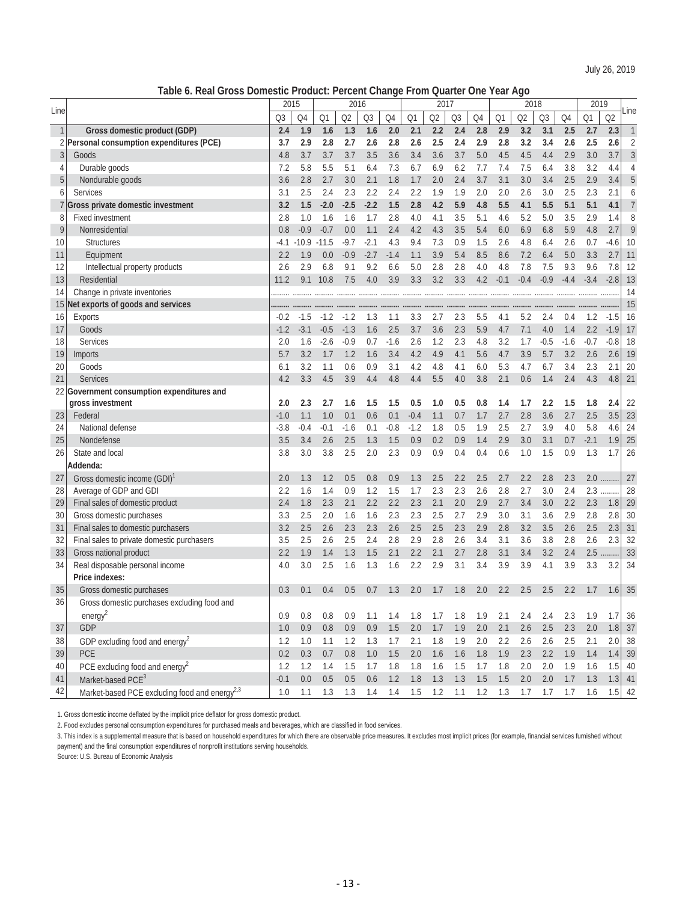July 26, 2019

### Table 6. Real Gross Domestic Product: Percent Change From Quarter One Year Ago

| Line | | 2015 | | 2016 | | | | 2017 | | | | 2018 | | | | 2019 | | Line |
|---|---|---|---|---|---|---|---|---|---|---|---|---|---|---|---|---|---|---|
| | | Q3 | Q4 | Q1 | Q2 | Q3 | Q4 | Q1 | Q2 | Q3 | Q4 | Q1 | Q2 | Q3 | Q4 | Q1 | Q2 | |
| 1 | **Gross domestic product (GDP)** | **2.4** | **1.9** | **1.6** | **1.3** | **1.6** | **2.0** | **2.1** | **2.2** | **2.4** | **2.8** | **2.9** | **3.2** | **3.1** | **2.5** | **2.7** | **2.3** | 1 |
| 2 | **Personal consumption expenditures (PCE)** | **3.7** | **2.9** | **2.8** | **2.7** | **2.6** | **2.8** | **2.6** | **2.5** | **2.4** | **2.9** | **2.8** | **3.2** | **3.4** | **2.6** | **2.5** | **2.6** | 2 |
| 3 | Goods | 4.8 | 3.7 | 3.7 | 3.7 | 3.5 | 3.6 | 3.4 | 3.6 | 3.7 | 5.0 | 4.5 | 4.5 | 4.4 | 2.9 | 3.0 | 3.7 | 3 |
| 4 | Durable goods | 7.2 | 5.8 | 5.5 | 5.1 | 6.4 | 7.3 | 6.7 | 6.9 | 6.2 | 7.7 | 7.4 | 7.5 | 6.4 | 3.8 | 3.2 | 4.4 | 4 |
| 5 | Nondurable goods | 3.6 | 2.8 | 2.7 | 3.0 | 2.1 | 1.8 | 1.7 | 2.0 | 2.4 | 3.7 | 3.1 | 3.0 | 3.4 | 2.5 | 2.9 | 3.4 | 5 |
| 6 | Services | 3.1 | 2.5 | 2.4 | 2.3 | 2.2 | 2.4 | 2.2 | 1.9 | 1.9 | 2.0 | 2.0 | 2.6 | 3.0 | 2.5 | 2.3 | 2.1 | 6 |
| 7 | **Gross private domestic investment** | **3.2** | **1.5** | **-2.0** | **-2.5** | **-2.2** | **1.5** | **2.8** | **4.2** | **5.9** | **4.8** | **5.5** | **4.1** | **5.5** | **5.1** | **5.1** | **4.1** | 7 |
| 8 | Fixed investment | 2.8 | 1.0 | 1.6 | 1.6 | 1.7 | 2.8 | 4.0 | 4.1 | 3.5 | 5.1 | 4.6 | 5.2 | 5.0 | 3.5 | 2.9 | 1.4 | 8 |
| 9 | Nonresidential | 0.8 | -0.9 | -0.7 | 0.0 | 1.1 | 2.4 | 4.2 | 4.3 | 3.5 | 5.4 | 6.0 | 6.9 | 6.8 | 5.9 | 4.8 | 2.7 | 9 |
| 10 | Structures | -4.1 | -10.9 | -11.5 | -9.7 | -2.1 | 4.3 | 9.4 | 7.3 | 0.9 | 1.5 | 2.6 | 4.8 | 6.4 | 2.6 | 0.7 | -4.6 | 10 |
| 11 | Equipment | 2.2 | 1.9 | 0.0 | -0.9 | -2.7 | -1.4 | 1.1 | 3.9 | 5.4 | 8.5 | 8.6 | 7.2 | 6.4 | 5.0 | 3.3 | 2.7 | 11 |
| 12 | Intellectual property products | 2.6 | 2.9 | 6.8 | 9.1 | 9.2 | 6.6 | 5.0 | 2.8 | 2.8 | 4.0 | 4.8 | 7.8 | 7.5 | 9.3 | 9.6 | 7.8 | 12 |
| 13 | Residential | 11.2 | 9.1 | 10.8 | 7.5 | 4.0 | 3.9 | 3.3 | 3.2 | 3.3 | 4.2 | -0.1 | -0.4 | -0.9 | -4.4 | -3.4 | -2.8 | 13 |
| 14 | Change in private inventories | ......... | ......... | ......... | ......... | ......... | ......... | ......... | ......... | ......... | ......... | ......... | ......... | ......... | ......... | ......... | ......... | 14 |
| 15 | **Net exports of goods and services** | ......... | ......... | ......... | ......... | ......... | ......... | ......... | ......... | ......... | ......... | ......... | ......... | ......... | ......... | ......... | ......... | 15 |
| 16 | Exports | -0.2 | -1.5 | -1.2 | -1.2 | 1.3 | 1.1 | 3.3 | 2.7 | 2.3 | 5.5 | 4.1 | 5.2 | 2.4 | 0.4 | 1.2 | -1.5 | 16 |
| 17 | Goods | -1.2 | -3.1 | -0.5 | -1.3 | 1.6 | 2.5 | 3.7 | 3.6 | 2.3 | 5.9 | 4.7 | 7.1 | 4.0 | 1.4 | 2.2 | -1.9 | 17 |
| 18 | Services | 2.0 | 1.6 | -2.6 | -0.9 | 0.7 | -1.6 | 2.6 | 1.2 | 2.3 | 4.8 | 3.2 | 1.7 | -0.5 | -1.6 | -0.7 | -0.8 | 18 |
| 19 | Imports | 5.7 | 3.2 | 1.7 | 1.2 | 1.6 | 3.4 | 4.2 | 4.9 | 4.1 | 5.6 | 4.7 | 3.9 | 5.7 | 3.2 | 2.6 | 2.6 | 19 |
| 20 | Goods | 6.1 | 3.2 | 1.1 | 0.6 | 0.9 | 3.1 | 4.2 | 4.8 | 4.1 | 6.0 | 5.3 | 4.7 | 6.7 | 3.4 | 2.3 | 2.1 | 20 |
| 21 | Services | 4.2 | 3.3 | 4.5 | 3.9 | 4.4 | 4.8 | 4.4 | 5.5 | 4.0 | 3.8 | 2.1 | 0.6 | 1.4 | 2.4 | 4.3 | 4.8 | 21 |
| 22 | **Government consumption expenditures and gross investment** | **2.0** | **2.3** | **2.7** | **1.6** | **1.5** | **1.5** | **0.5** | **1.0** | **0.5** | **0.8** | **1.4** | **1.7** | **2.2** | **1.5** | **1.8** | **2.4** | 22 |
| 23 | Federal | -1.0 | 1.1 | 1.0 | 0.1 | 0.6 | 0.1 | -0.4 | 1.1 | 0.7 | 1.7 | 2.7 | 2.8 | 3.6 | 2.7 | 2.5 | 3.5 | 23 |
| 24 | National defense | -3.8 | -0.4 | -0.1 | -1.6 | 0.1 | -0.8 | -1.2 | 1.8 | 0.5 | 1.9 | 2.5 | 2.7 | 3.9 | 4.0 | 5.8 | 4.6 | 24 |
| 25 | Nondefense | 3.5 | 3.4 | 2.6 | 2.5 | 1.3 | 1.5 | 0.9 | 0.2 | 0.9 | 1.4 | 2.9 | 3.0 | 3.1 | 0.7 | -2.1 | 1.9 | 25 |
| 26 | State and local | 3.8 | 3.0 | 3.8 | 2.5 | 2.0 | 2.3 | 0.9 | 0.9 | 0.4 | 0.4 | 0.6 | 1.0 | 1.5 | 0.9 | 1.3 | 1.7 | 26 |
| | **Addenda:** | | | | | | | | | | | | | | | | | |
| 27 | Gross domestic income (GDI)[1] | 2.0 | 1.3 | 1.2 | 0.5 | 0.8 | 0.9 | 1.3 | 2.5 | 2.2 | 2.5 | 2.7 | 2.2 | 2.8 | 2.3 | 2.0 | ......... | 27 |
| 28 | Average of GDP and GDI | 2.2 | 1.6 | 1.4 | 0.9 | 1.2 | 1.5 | 1.7 | 2.3 | 2.3 | 2.6 | 2.8 | 2.7 | 3.0 | 2.4 | 2.3 | ......... | 28 |
| 29 | Final sales of domestic product | 2.4 | 1.8 | 2.3 | 2.1 | 2.2 | 2.2 | 2.3 | 2.1 | 2.0 | 2.9 | 2.7 | 3.4 | 3.0 | 2.2 | 2.3 | 1.8 | 29 |
| 30 | Gross domestic purchases | 3.3 | 2.5 | 2.0 | 1.6 | 1.6 | 2.3 | 2.3 | 2.5 | 2.7 | 2.9 | 3.0 | 3.1 | 3.6 | 2.9 | 2.8 | 2.8 | 30 |
| 31 | Final sales to domestic purchasers | 3.2 | 2.5 | 2.6 | 2.3 | 2.3 | 2.6 | 2.5 | 2.5 | 2.3 | 2.9 | 2.8 | 3.2 | 3.5 | 2.6 | 2.5 | 2.3 | 31 |
| 32 | Final sales to private domestic purchasers | 3.5 | 2.5 | 2.6 | 2.5 | 2.4 | 2.8 | 2.9 | 2.8 | 2.6 | 3.4 | 3.1 | 3.6 | 3.8 | 2.8 | 2.6 | 2.3 | 32 |
| 33 | Gross national product | 2.2 | 1.9 | 1.4 | 1.3 | 1.5 | 2.1 | 2.2 | 2.1 | 2.7 | 2.8 | 3.1 | 3.4 | 3.2 | 2.4 | 2.5 | ......... | 33 |
| 34 | Real disposable personal income | 4.0 | 3.0 | 2.5 | 1.6 | 1.3 | 1.6 | 2.2 | 2.9 | 3.1 | 3.4 | 3.9 | 3.9 | 4.1 | 3.9 | 3.3 | 3.2 | 34 |
| | **Price indexes:** | | | | | | | | | | | | | | | | | |
| 35 | Gross domestic purchases | 0.3 | 0.1 | 0.4 | 0.5 | 0.7 | 1.3 | 2.0 | 1.7 | 1.8 | 2.0 | 2.2 | 2.5 | 2.5 | 2.2 | 1.7 | 1.6 | 35 |
| 36 | Gross domestic purchases excluding food and energy[2] | 0.9 | 0.8 | 0.8 | 0.9 | 1.1 | 1.4 | 1.8 | 1.7 | 1.8 | 1.9 | 2.1 | 2.4 | 2.4 | 2.3 | 1.9 | 1.7 | 36 |
| 37 | GDP | 1.0 | 0.9 | 0.8 | 0.9 | 0.9 | 1.5 | 2.0 | 1.7 | 1.9 | 2.0 | 2.1 | 2.6 | 2.5 | 2.3 | 2.0 | 1.8 | 37 |
| 38 | GDP excluding food and energy[2] | 1.2 | 1.0 | 1.1 | 1.2 | 1.3 | 1.7 | 2.1 | 1.8 | 1.9 | 2.0 | 2.2 | 2.6 | 2.6 | 2.5 | 2.1 | 2.0 | 38 |
| 39 | PCE | 0.2 | 0.3 | 0.7 | 0.8 | 1.0 | 1.5 | 2.0 | 1.6 | 1.6 | 1.8 | 1.9 | 2.3 | 2.2 | 1.9 | 1.4 | 1.4 | 39 |
| 40 | PCE excluding food and energy[2] | 1.2 | 1.2 | 1.4 | 1.5 | 1.7 | 1.8 | 1.8 | 1.6 | 1.5 | 1.7 | 1.8 | 2.0 | 2.0 | 1.9 | 1.6 | 1.5 | 40 |
| 41 | Market-based PCE[3] | -0.1 | 0.0 | 0.5 | 0.5 | 0.6 | 1.2 | 1.8 | 1.3 | 1.3 | 1.5 | 1.5 | 2.0 | 2.0 | 1.7 | 1.3 | 1.3 | 41 |
| 42 | Market-based PCE excluding food and energy[2,3] | 1.0 | 1.1 | 1.3 | 1.3 | 1.4 | 1.4 | 1.5 | 1.2 | 1.1 | 1.2 | 1.3 | 1.7 | 1.7 | 1.7 | 1.6 | 1.5 | 42 |

1. Gross domestic income deflated by the implicit price deflator for gross domestic product.

2. Food excludes personal consumption expenditures for purchased meals and beverages, which are classified in food services.

3. This index is a supplemental measure that is based on household expenditures for which there are observable price measures. It excludes most implicit prices (for example, financial services furnished without payment) and the final consumption expenditures of nonprofit institutions serving households.

Source: U.S. Bureau of Economic Analysis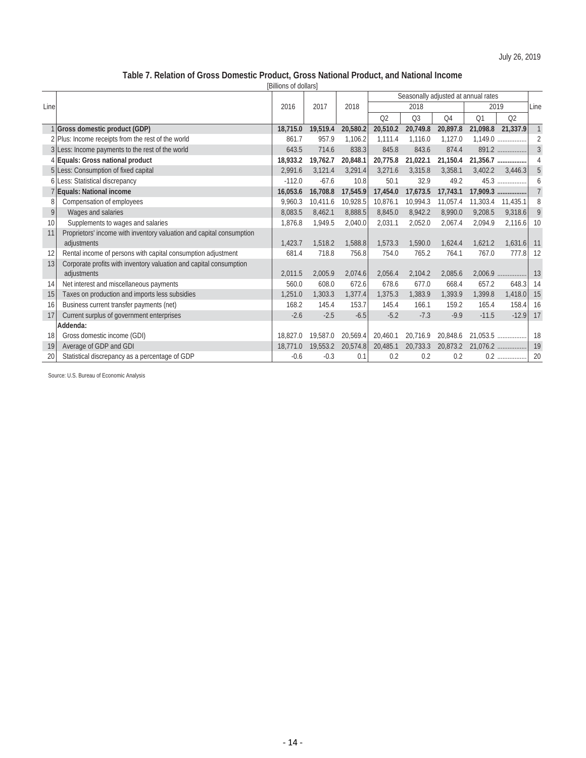July 26, 2019

## Table 7. Relation of Gross Domestic Product, Gross National Product, and National Income

[Billions of dollars]

| Line | | 2016 | 2017 | 2018 | Seasonally adjusted at annual rates | | | | | Line |
|---|---|---|---|---|---|---|---|---|---|---|
| | | | | | 2018 | | | 2019 | | |
| | | | | | Q2 | Q3 | Q4 | Q1 | Q2 | |
| 1 | **Gross domestic product (GDP)** | **18,715.0** | **19,519.4** | **20,580.2** | **20,510.2** | **20,749.8** | **20,897.8** | **21,098.8** | **21,337.9** | 1 |
| 2 | Plus: Income receipts from the rest of the world | 861.7 | 957.9 | 1,106.2 | 1,111.4 | 1,116.0 | 1,127.0 | 1,149.0 | ................ | 2 |
| 3 | Less: Income payments to the rest of the world | 643.5 | 714.6 | 838.3 | 845.8 | 843.6 | 874.4 | 891.2 | ................ | 3 |
| 4 | **Equals: Gross national product** | **18,933.2** | **19,762.7** | **20,848.1** | **20,775.8** | **21,022.1** | **21,150.4** | **21,356.7** | **................** | 4 |
| 5 | Less: Consumption of fixed capital | 2,991.6 | 3,121.4 | 3,291.4 | 3,271.6 | 3,315.8 | 3,358.1 | 3,402.2 | 3,446.3 | 5 |
| 6 | Less: Statistical discrepancy | -112.0 | -67.6 | 10.8 | 50.1 | 32.9 | 49.2 | 45.3 | ................ | 6 |
| 7 | **Equals: National income** | **16,053.6** | **16,708.8** | **17,545.9** | **17,454.0** | **17,673.5** | **17,743.1** | **17,909.3** | **................** | 7 |
| 8 | Compensation of employees | 9,960.3 | 10,411.6 | 10,928.5 | 10,876.1 | 10,994.3 | 11,057.4 | 11,303.4 | 11,435.1 | 8 |
| 9 | Wages and salaries | 8,083.5 | 8,462.1 | 8,888.5 | 8,845.0 | 8,942.2 | 8,990.0 | 9,208.5 | 9,318.6 | 9 |
| 10 | Supplements to wages and salaries | 1,876.8 | 1,949.5 | 2,040.0 | 2,031.1 | 2,052.0 | 2,067.4 | 2,094.9 | 2,116.6 | 10 |
| 11 | Proprietors' income with inventory valuation and capital consumption adjustments | 1,423.7 | 1,518.2 | 1,588.8 | 1,573.3 | 1,590.0 | 1,624.4 | 1,621.2 | 1,631.6 | 11 |
| 12 | Rental income of persons with capital consumption adjustment | 681.4 | 718.8 | 756.8 | 754.0 | 765.2 | 764.1 | 767.0 | 777.8 | 12 |
| 13 | Corporate profits with inventory valuation and capital consumption adjustments | 2,011.5 | 2,005.9 | 2,074.6 | 2,056.4 | 2,104.2 | 2,085.6 | 2,006.9 | ................ | 13 |
| 14 | Net interest and miscellaneous payments | 560.0 | 608.0 | 672.6 | 678.6 | 677.0 | 668.4 | 657.2 | 648.3 | 14 |
| 15 | Taxes on production and imports less subsidies | 1,251.0 | 1,303.3 | 1,377.4 | 1,375.3 | 1,383.9 | 1,393.9 | 1,399.8 | 1,418.0 | 15 |
| 16 | Business current transfer payments (net) | 168.2 | 145.4 | 153.7 | 145.4 | 166.1 | 159.2 | 165.4 | 158.4 | 16 |
| 17 | Current surplus of government enterprises | -2.6 | -2.5 | -6.5 | -5.2 | -7.3 | -9.9 | -11.5 | -12.9 | 17 |
| | **Addenda:** | | | | | | | | | |
| 18 | Gross domestic income (GDI) | 18,827.0 | 19,587.0 | 20,569.4 | 20,460.1 | 20,716.9 | 20,848.6 | 21,053.5 | ................ | 18 |
| 19 | Average of GDP and GDI | 18,771.0 | 19,553.2 | 20,574.8 | 20,485.1 | 20,733.3 | 20,873.2 | 21,076.2 | ................ | 19 |
| 20 | Statistical discrepancy as a percentage of GDP | -0.6 | -0.3 | 0.1 | 0.2 | 0.2 | 0.2 | 0.2 | ................ | 20 |

Source: U.S. Bureau of Economic Analysis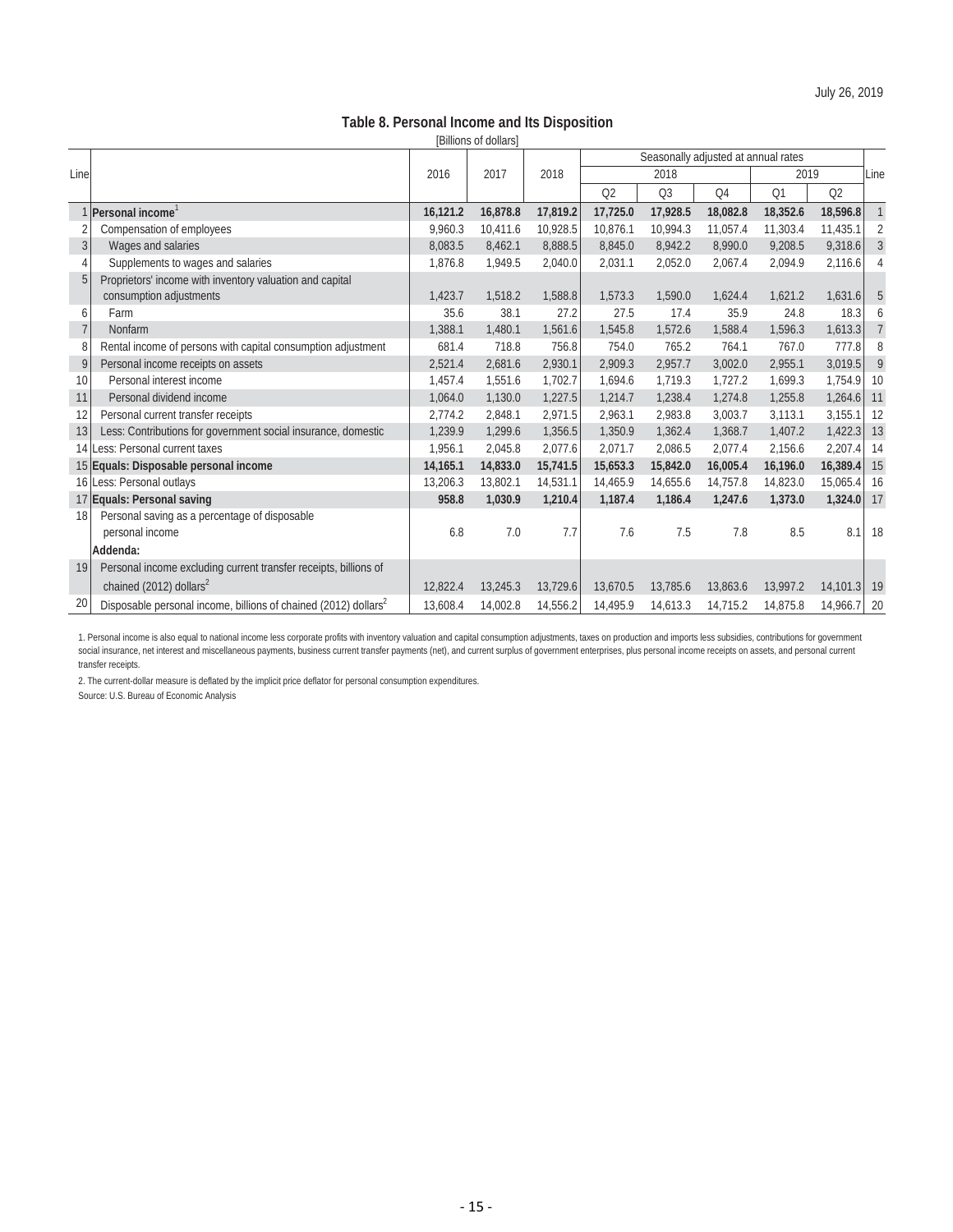July 26, 2019

## Table 8. Personal Income and Its Disposition

[Billions of dollars]

| Line | | 2016 | 2017 | 2018 | Seasonally adjusted at annual rates | | | | | Line |
|---|---|---|---|---|---|---|---|---|---|---|
| | | | | | 2018 | | | 2019 | | |
| | | | | | Q2 | Q3 | Q4 | Q1 | Q2 | |
| 1 | **Personal income**[1] | **16,121.2** | **16,878.8** | **17,819.2** | **17,725.0** | **17,928.5** | **18,082.8** | **18,352.6** | **18,596.8** | 1 |
| 2 | Compensation of employees | 9,960.3 | 10,411.6 | 10,928.5 | 10,876.1 | 10,994.3 | 11,057.4 | 11,303.4 | 11,435.1 | 2 |
| 3 | Wages and salaries | 8,083.5 | 8,462.1 | 8,888.5 | 8,845.0 | 8,942.2 | 8,990.0 | 9,208.5 | 9,318.6 | 3 |
| 4 | Supplements to wages and salaries | 1,876.8 | 1,949.5 | 2,040.0 | 2,031.1 | 2,052.0 | 2,067.4 | 2,094.9 | 2,116.6 | 4 |
| 5 | Proprietors' income with inventory valuation and capital consumption adjustments | 1,423.7 | 1,518.2 | 1,588.8 | 1,573.3 | 1,590.0 | 1,624.4 | 1,621.2 | 1,631.6 | 5 |
| 6 | Farm | 35.6 | 38.1 | 27.2 | 27.5 | 17.4 | 35.9 | 24.8 | 18.3 | 6 |
| 7 | Nonfarm | 1,388.1 | 1,480.1 | 1,561.6 | 1,545.8 | 1,572.6 | 1,588.4 | 1,596.3 | 1,613.3 | 7 |
| 8 | Rental income of persons with capital consumption adjustment | 681.4 | 718.8 | 756.8 | 754.0 | 765.2 | 764.1 | 767.0 | 777.8 | 8 |
| 9 | Personal income receipts on assets | 2,521.4 | 2,681.6 | 2,930.1 | 2,909.3 | 2,957.7 | 3,002.0 | 2,955.1 | 3,019.5 | 9 |
| 10 | Personal interest income | 1,457.4 | 1,551.6 | 1,702.7 | 1,694.6 | 1,719.3 | 1,727.2 | 1,699.3 | 1,754.9 | 10 |
| 11 | Personal dividend income | 1,064.0 | 1,130.0 | 1,227.5 | 1,214.7 | 1,238.4 | 1,274.8 | 1,255.8 | 1,264.6 | 11 |
| 12 | Personal current transfer receipts | 2,774.2 | 2,848.1 | 2,971.5 | 2,963.1 | 2,983.8 | 3,003.7 | 3,113.1 | 3,155.1 | 12 |
| 13 | Less: Contributions for government social insurance, domestic | 1,239.9 | 1,299.6 | 1,356.5 | 1,350.9 | 1,362.4 | 1,368.7 | 1,407.2 | 1,422.3 | 13 |
| 14 | Less: Personal current taxes | 1,956.1 | 2,045.8 | 2,077.6 | 2,071.7 | 2,086.5 | 2,077.4 | 2,156.6 | 2,207.4 | 14 |
| 15 | **Equals: Disposable personal income** | **14,165.1** | **14,833.0** | **15,741.5** | **15,653.3** | **15,842.0** | **16,005.4** | **16,196.0** | **16,389.4** | 15 |
| 16 | Less: Personal outlays | 13,206.3 | 13,802.1 | 14,531.1 | 14,465.9 | 14,655.6 | 14,757.8 | 14,823.0 | 15,065.4 | 16 |
| 17 | **Equals: Personal saving** | **958.8** | **1,030.9** | **1,210.4** | **1,187.4** | **1,186.4** | **1,247.6** | **1,373.0** | **1,324.0** | 17 |
| 18 | Personal saving as a percentage of disposable personal income | 6.8 | 7.0 | 7.7 | 7.6 | 7.5 | 7.8 | 8.5 | 8.1 | 18 |
| | **Addenda:** | | | | | | | | | |
| 19 | Personal income excluding current transfer receipts, billions of chained (2012) dollars[2] | 12,822.4 | 13,245.3 | 13,729.6 | 13,670.5 | 13,785.6 | 13,863.6 | 13,997.2 | 14,101.3 | 19 |
| 20 | Disposable personal income, billions of chained (2012) dollars[2] | 13,608.4 | 14,002.8 | 14,556.2 | 14,495.9 | 14,613.3 | 14,715.2 | 14,875.8 | 14,966.7 | 20 |

1. Personal income is also equal to national income less corporate profits with inventory valuation and capital consumption adjustments, taxes on production and imports less subsidies, contributions for government social insurance, net interest and miscellaneous payments, business current transfer payments (net), and current surplus of government enterprises, plus personal income receipts on assets, and personal current transfer receipts.

2. The current-dollar measure is deflated by the implicit price deflator for personal consumption expenditures.

Source: U.S. Bureau of Economic Analysis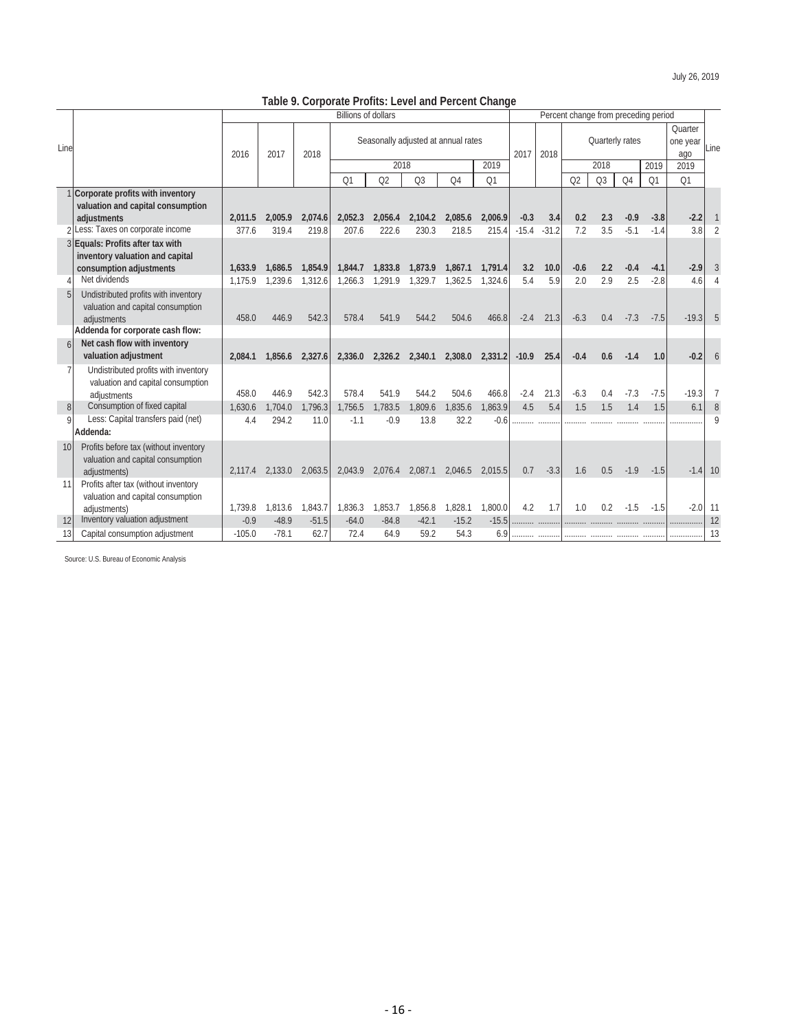July 26, 2019

## Table 9. Corporate Profits: Level and Percent Change

| Line | | Billions of dollars | | | | | | | | Percent change from preceding period | | | | | | | Line |
|---|---|---|---|---|---|---|---|---|---|---|---|---|---|---|---|---|---|
| | | 2016 | 2017 | 2018 | Seasonally adjusted at annual rates | | | | | 2017 | 2018 | Quarterly rates | | | | Quarter one year ago | |
| | | | | | 2018 | | | | 2019 | | | 2018 | | | 2019 | 2019 | |
| | | | | | Q1 | Q2 | Q3 | Q4 | Q1 | | | Q2 | Q3 | Q4 | Q1 | Q1 | |
| 1 | **Corporate profits with inventory valuation and capital consumption adjustments** | **2,011.5** | **2,005.9** | **2,074.6** | **2,052.3** | **2,056.4** | **2,104.2** | **2,085.6** | **2,006.9** | **-0.3** | **3.4** | **0.2** | **2.3** | **-0.9** | **-3.8** | **-2.2** | 1 |
| 2 | Less: Taxes on corporate income | 377.6 | 319.4 | 219.8 | 207.6 | 222.6 | 230.3 | 218.5 | 215.4 | -15.4 | -31.2 | 7.2 | 3.5 | -5.1 | -1.4 | 3.8 | 2 |
| 3 | **Equals: Profits after tax with inventory valuation and capital consumption adjustments** | **1,633.9** | **1,686.5** | **1,854.9** | **1,844.7** | **1,833.8** | **1,873.9** | **1,867.1** | **1,791.4** | **3.2** | **10.0** | **-0.6** | **2.2** | **-0.4** | **-4.1** | **-2.9** | 3 |
| 4 | Net dividends | 1,175.9 | 1,239.6 | 1,312.6 | 1,266.3 | 1,291.9 | 1,329.7 | 1,362.5 | 1,324.6 | 5.4 | 5.9 | 2.0 | 2.9 | 2.5 | -2.8 | 4.6 | 4 |
| 5 | Undistributed profits with inventory valuation and capital consumption adjustments | 458.0 | 446.9 | 542.3 | 578.4 | 541.9 | 544.2 | 504.6 | 466.8 | -2.4 | 21.3 | -6.3 | 0.4 | -7.3 | -7.5 | -19.3 | 5 |
| | **Addenda for corporate cash flow:** | | | | | | | | | | | | | | | | |
| 6 | **Net cash flow with inventory valuation adjustment** | **2,084.1** | **1,856.6** | **2,327.6** | **2,336.0** | **2,326.2** | **2,340.1** | **2,308.0** | **2,331.2** | **-10.9** | **25.4** | **-0.4** | **0.6** | **-1.4** | **1.0** | **-0.2** | 6 |
| 7 | Undistributed profits with inventory valuation and capital consumption adjustments | 458.0 | 446.9 | 542.3 | 578.4 | 541.9 | 544.2 | 504.6 | 466.8 | -2.4 | 21.3 | -6.3 | 0.4 | -7.3 | -7.5 | -19.3 | 7 |
| 8 | Consumption of fixed capital | 1,630.6 | 1,704.0 | 1,796.3 | 1,756.5 | 1,783.5 | 1,809.6 | 1,835.6 | 1,863.9 | 4.5 | 5.4 | 1.5 | 1.5 | 1.4 | 1.5 | 6.1 | 8 |
| 9 | Less: Capital transfers paid (net) | 4.4 | 294.2 | 11.0 | -1.1 | -0.9 | 13.8 | 32.2 | -0.6 | .......... | .......... | .......... | .......... | .......... | .......... | .............. | 9 |
| | **Addenda:** | | | | | | | | | | | | | | | | |
| 10 | Profits before tax (without inventory valuation and capital consumption adjustments) | 2,117.4 | 2,133.0 | 2,063.5 | 2,043.9 | 2,076.4 | 2,087.1 | 2,046.5 | 2,015.5 | 0.7 | -3.3 | 1.6 | 0.5 | -1.9 | -1.5 | -1.4 | 10 |
| 11 | Profits after tax (without inventory valuation and capital consumption adjustments) | 1,739.8 | 1,813.6 | 1,843.7 | 1,836.3 | 1,853.7 | 1,856.8 | 1,828.1 | 1,800.0 | 4.2 | 1.7 | 1.0 | 0.2 | -1.5 | -1.5 | -2.0 | 11 |
| 12 | Inventory valuation adjustment | -0.9 | -48.9 | -51.5 | -64.0 | -84.8 | -42.1 | -15.2 | -15.5 | .......... | .......... | .......... | .......... | .......... | .......... | .............. | 12 |
| 13 | Capital consumption adjustment | -105.0 | -78.1 | 62.7 | 72.4 | 64.9 | 59.2 | 54.3 | 6.9 | .......... | .......... | .......... | .......... | .......... | .......... | .............. | 13 |

Source: U.S. Bureau of Economic Analysis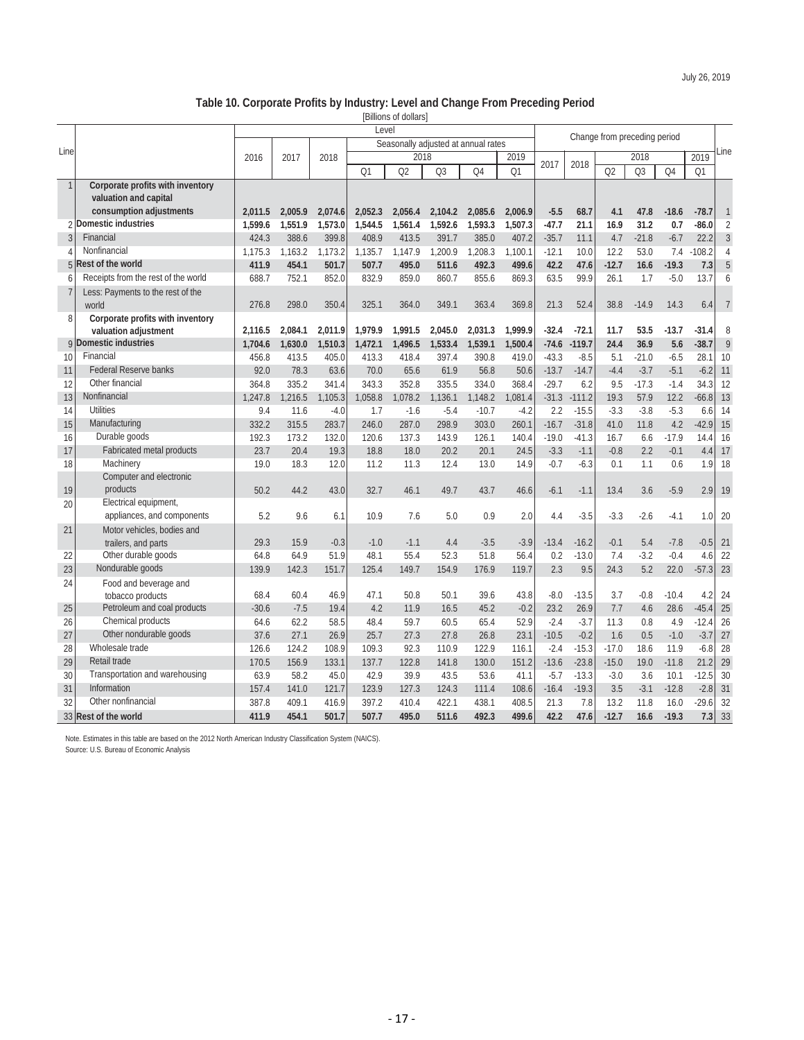July 26, 2019

## Table 10. Corporate Profits by Industry: Level and Change From Preceding Period

[Billions of dollars]

| Line | | Level | | | | | | | | Change from preceding period | | | | | | Line |
|---|---|---|---|---|---|---|---|---|---|---|---|---|---|---|---|---|
| | | | | | Seasonally adjusted at annual rates | | | | | | | | | | | |
| | | 2016 | 2017 | 2018 | 2018 | | | | 2019 | 2017 | 2018 | 2018 | | | 2019 | |
| | | | | | Q1 | Q2 | Q3 | Q4 | Q1 | | | Q2 | Q3 | Q4 | Q1 | |
| 1 | **Corporate profits with inventory valuation and capital consumption adjustments** | **2,011.5** | **2,005.9** | **2,074.6** | **2,052.3** | **2,056.4** | **2,104.2** | **2,085.6** | **2,006.9** | **-5.5** | **68.7** | **4.1** | **47.8** | **-18.6** | **-78.7** | 1 |
| 2 | **Domestic industries** | **1,599.6** | **1,551.9** | **1,573.0** | **1,544.5** | **1,561.4** | **1,592.6** | **1,593.3** | **1,507.3** | **-47.7** | **21.1** | **16.9** | **31.2** | **0.7** | **-86.0** | 2 |
| 3 | Financial | 424.3 | 388.6 | 399.8 | 408.9 | 413.5 | 391.7 | 385.0 | 407.2 | -35.7 | 11.1 | 4.7 | -21.8 | -6.7 | 22.2 | 3 |
| 4 | Nonfinancial | 1,175.3 | 1,163.2 | 1,173.2 | 1,135.7 | 1,147.9 | 1,200.9 | 1,208.3 | 1,100.1 | -12.1 | 10.0 | 12.2 | 53.0 | 7.4 | -108.2 | 4 |
| 5 | **Rest of the world** | **411.9** | **454.1** | **501.7** | **507.7** | **495.0** | **511.6** | **492.3** | **499.6** | **42.2** | **47.6** | **-12.7** | **16.6** | **-19.3** | **7.3** | 5 |
| 6 | Receipts from the rest of the world | 688.7 | 752.1 | 852.0 | 832.9 | 859.0 | 860.7 | 855.6 | 869.3 | 63.5 | 99.9 | 26.1 | 1.7 | -5.0 | 13.7 | 6 |
| 7 | Less: Payments to the rest of the world | 276.8 | 298.0 | 350.4 | 325.1 | 364.0 | 349.1 | 363.4 | 369.8 | 21.3 | 52.4 | 38.8 | -14.9 | 14.3 | 6.4 | 7 |
| 8 | **Corporate profits with inventory valuation adjustment** | **2,116.5** | **2,084.1** | **2,011.9** | **1,979.9** | **1,991.5** | **2,045.0** | **2,031.3** | **1,999.9** | **-32.4** | **-72.1** | **11.7** | **53.5** | **-13.7** | **-31.4** | 8 |
| 9 | **Domestic industries** | **1,704.6** | **1,630.0** | **1,510.3** | **1,472.1** | **1,496.5** | **1,533.4** | **1,539.1** | **1,500.4** | **-74.6** | **-119.7** | **24.4** | **36.9** | **5.6** | **-38.7** | 9 |
| 10 | Financial | 456.8 | 413.5 | 405.0 | 413.3 | 418.4 | 397.4 | 390.8 | 419.0 | -43.3 | -8.5 | 5.1 | -21.0 | -6.5 | 28.1 | 10 |
| 11 | Federal Reserve banks | 92.0 | 78.3 | 63.6 | 70.0 | 65.6 | 61.9 | 56.8 | 50.6 | -13.7 | -14.7 | -4.4 | -3.7 | -5.1 | -6.2 | 11 |
| 12 | Other financial | 364.8 | 335.2 | 341.4 | 343.3 | 352.8 | 335.5 | 334.0 | 368.4 | -29.7 | 6.2 | 9.5 | -17.3 | -1.4 | 34.3 | 12 |
| 13 | Nonfinancial | 1,247.8 | 1,216.5 | 1,105.3 | 1,058.8 | 1,078.2 | 1,136.1 | 1,148.2 | 1,081.4 | -31.3 | -111.2 | 19.3 | 57.9 | 12.2 | -66.8 | 13 |
| 14 | Utilities | 9.4 | 11.6 | -4.0 | 1.7 | -1.6 | -5.4 | -10.7 | -4.2 | 2.2 | -15.5 | -3.3 | -3.8 | -5.3 | 6.6 | 14 |
| 15 | Manufacturing | 332.2 | 315.5 | 283.7 | 246.0 | 287.0 | 298.9 | 303.0 | 260.1 | -16.7 | -31.8 | 41.0 | 11.8 | 4.2 | -42.9 | 15 |
| 16 | Durable goods | 192.3 | 173.2 | 132.0 | 120.6 | 137.3 | 143.9 | 126.1 | 140.4 | -19.0 | -41.3 | 16.7 | 6.6 | -17.9 | 14.4 | 16 |
| 17 | Fabricated metal products | 23.7 | 20.4 | 19.3 | 18.8 | 18.0 | 20.2 | 20.1 | 24.5 | -3.3 | -1.1 | -0.8 | 2.2 | -0.1 | 4.4 | 17 |
| 18 | Machinery | 19.0 | 18.3 | 12.0 | 11.2 | 11.3 | 12.4 | 13.0 | 14.9 | -0.7 | -6.3 | 0.1 | 1.1 | 0.6 | 1.9 | 18 |
| 19 | Computer and electronic products | 50.2 | 44.2 | 43.0 | 32.7 | 46.1 | 49.7 | 43.7 | 46.6 | -6.1 | -1.1 | 13.4 | 3.6 | -5.9 | 2.9 | 19 |
| 20 | Electrical equipment, appliances, and components | 5.2 | 9.6 | 6.1 | 10.9 | 7.6 | 5.0 | 0.9 | 2.0 | 4.4 | -3.5 | -3.3 | -2.6 | -4.1 | 1.0 | 20 |
| 21 | Motor vehicles, bodies and trailers, and parts | 29.3 | 15.9 | -0.3 | -1.0 | -1.1 | 4.4 | -3.5 | -3.9 | -13.4 | -16.2 | -0.1 | 5.4 | -7.8 | -0.5 | 21 |
| 22 | Other durable goods | 64.8 | 64.9 | 51.9 | 48.1 | 55.4 | 52.3 | 51.8 | 56.4 | 0.2 | -13.0 | 7.4 | -3.2 | -0.4 | 4.6 | 22 |
| 23 | Nondurable goods | 139.9 | 142.3 | 151.7 | 125.4 | 149.7 | 154.9 | 176.9 | 119.7 | 2.3 | 9.5 | 24.3 | 5.2 | 22.0 | -57.3 | 23 |
| 24 | Food and beverage and tobacco products | 68.4 | 60.4 | 46.9 | 47.1 | 50.8 | 50.1 | 39.6 | 43.8 | -8.0 | -13.5 | 3.7 | -0.8 | -10.4 | 4.2 | 24 |
| 25 | Petroleum and coal products | -30.6 | -7.5 | 19.4 | 4.2 | 11.9 | 16.5 | 45.2 | -0.2 | 23.2 | 26.9 | 7.7 | 4.6 | 28.6 | -45.4 | 25 |
| 26 | Chemical products | 64.6 | 62.2 | 58.5 | 48.4 | 59.7 | 60.5 | 65.4 | 52.9 | -2.4 | -3.7 | 11.3 | 0.8 | 4.9 | -12.4 | 26 |
| 27 | Other nondurable goods | 37.6 | 27.1 | 26.9 | 25.7 | 27.3 | 27.8 | 26.8 | 23.1 | -10.5 | -0.2 | 1.6 | 0.5 | -1.0 | -3.7 | 27 |
| 28 | Wholesale trade | 126.6 | 124.2 | 108.9 | 109.3 | 92.3 | 110.9 | 122.9 | 116.1 | -2.4 | -15.3 | -17.0 | 18.6 | 11.9 | -6.8 | 28 |
| 29 | Retail trade | 170.5 | 156.9 | 133.1 | 137.7 | 122.8 | 141.8 | 130.0 | 151.2 | -13.6 | -23.8 | -15.0 | 19.0 | -11.8 | 21.2 | 29 |
| 30 | Transportation and warehousing | 63.9 | 58.2 | 45.0 | 42.9 | 39.9 | 43.5 | 53.6 | 41.1 | -5.7 | -13.3 | -3.0 | 3.6 | 10.1 | -12.5 | 30 |
| 31 | Information | 157.4 | 141.0 | 121.7 | 123.9 | 127.3 | 124.3 | 111.4 | 108.6 | -16.4 | -19.3 | 3.5 | -3.1 | -12.8 | -2.8 | 31 |
| 32 | Other nonfinancial | 387.8 | 409.1 | 416.9 | 397.2 | 410.4 | 422.1 | 438.1 | 408.5 | 21.3 | 7.8 | 13.2 | 11.8 | 16.0 | -29.6 | 32 |
| 33 | **Rest of the world** | **411.9** | **454.1** | **501.7** | **507.7** | **495.0** | **511.6** | **492.3** | **499.6** | **42.2** | **47.6** | **-12.7** | **16.6** | **-19.3** | **7.3** | 33 |

Note. Estimates in this table are based on the 2012 North American Industry Classification System (NAICS).
Source: U.S. Bureau of Economic Analysis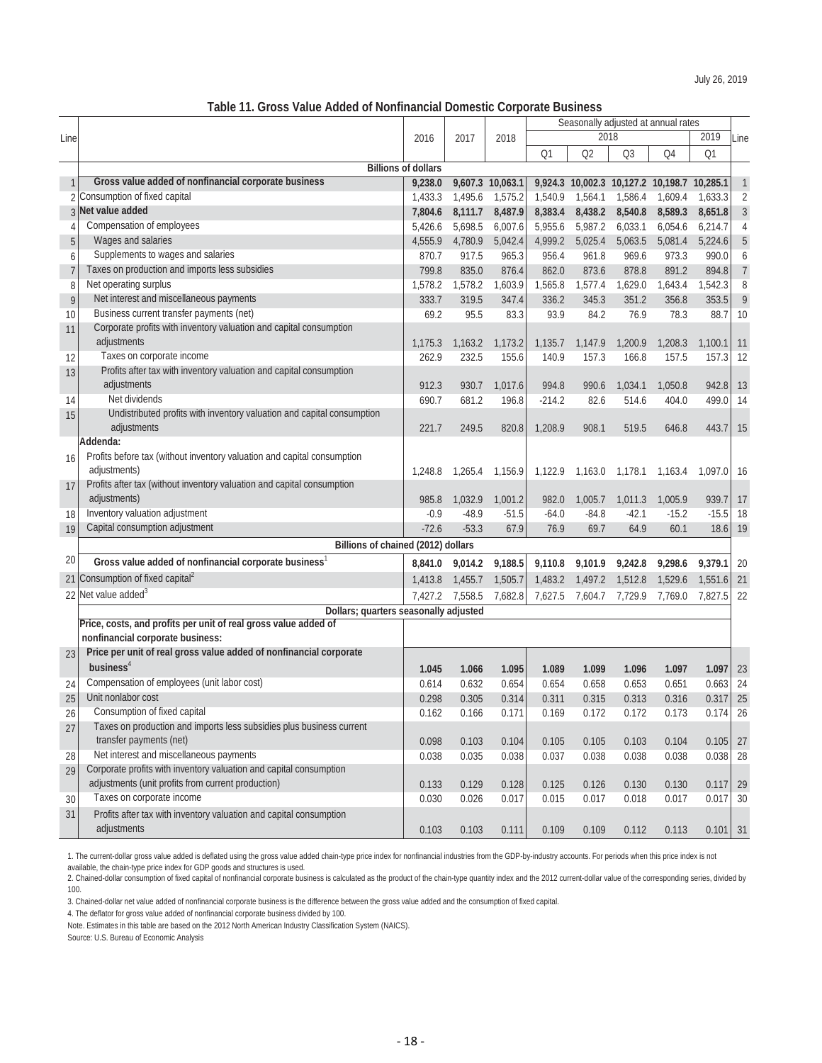July 26, 2019

## Table 11. Gross Value Added of Nonfinancial Domestic Corporate Business

| Line | | 2016 | 2017 | 2018 | Seasonally adjusted at annual rates | | | | | Line |
|---|---|---|---|---|---|---|---|---|---|---|
| | | | | | 2018 | | | | 2019 | |
| | | | | | Q1 | Q2 | Q3 | Q4 | Q1 | |
| | **Billions of dollars** | | | | | | | | | |
| 1 | **Gross value added of nonfinancial corporate business** | **9,238.0** | **9,607.3** | **10,063.1** | **9,924.3** | **10,002.3** | **10,127.2** | **10,198.7** | **10,285.1** | 1 |
| 2 | Consumption of fixed capital | 1,433.3 | 1,495.6 | 1,575.2 | 1,540.9 | 1,564.1 | 1,586.4 | 1,609.4 | 1,633.3 | 2 |
| 3 | **Net value added** | **7,804.6** | **8,111.7** | **8,487.9** | **8,383.4** | **8,438.2** | **8,540.8** | **8,589.3** | **8,651.8** | 3 |
| 4 | Compensation of employees | 5,426.6 | 5,698.5 | 6,007.6 | 5,955.6 | 5,987.2 | 6,033.1 | 6,054.6 | 6,214.7 | 4 |
| 5 | Wages and salaries | 4,555.9 | 4,780.9 | 5,042.4 | 4,999.2 | 5,025.4 | 5,063.5 | 5,081.4 | 5,224.6 | 5 |
| 6 | Supplements to wages and salaries | 870.7 | 917.5 | 965.3 | 956.4 | 961.8 | 969.6 | 973.3 | 990.0 | 6 |
| 7 | Taxes on production and imports less subsidies | 799.8 | 835.0 | 876.4 | 862.0 | 873.6 | 878.8 | 891.2 | 894.8 | 7 |
| 8 | Net operating surplus | 1,578.2 | 1,578.2 | 1,603.9 | 1,565.8 | 1,577.4 | 1,629.0 | 1,643.4 | 1,542.3 | 8 |
| 9 | Net interest and miscellaneous payments | 333.7 | 319.5 | 347.4 | 336.2 | 345.3 | 351.2 | 356.8 | 353.5 | 9 |
| 10 | Business current transfer payments (net) | 69.2 | 95.5 | 83.3 | 93.9 | 84.2 | 76.9 | 78.3 | 88.7 | 10 |
| 11 | Corporate profits with inventory valuation and capital consumption adjustments | 1,175.3 | 1,163.2 | 1,173.2 | 1,135.7 | 1,147.9 | 1,200.9 | 1,208.3 | 1,100.1 | 11 |
| 12 | Taxes on corporate income | 262.9 | 232.5 | 155.6 | 140.9 | 157.3 | 166.8 | 157.5 | 157.3 | 12 |
| 13 | Profits after tax with inventory valuation and capital consumption adjustments | 912.3 | 930.7 | 1,017.6 | 994.8 | 990.6 | 1,034.1 | 1,050.8 | 942.8 | 13 |
| 14 | Net dividends | 690.7 | 681.2 | 196.8 | -214.2 | 82.6 | 514.6 | 404.0 | 499.0 | 14 |
| 15 | Undistributed profits with inventory valuation and capital consumption adjustments | 221.7 | 249.5 | 820.8 | 1,208.9 | 908.1 | 519.5 | 646.8 | 443.7 | 15 |
| | **Addenda:** | | | | | | | | | |
| 16 | Profits before tax (without inventory valuation and capital consumption adjustments) | 1,248.8 | 1,265.4 | 1,156.9 | 1,122.9 | 1,163.0 | 1,178.1 | 1,163.4 | 1,097.0 | 16 |
| 17 | Profits after tax (without inventory valuation and capital consumption adjustments) | 985.8 | 1,032.9 | 1,001.2 | 982.0 | 1,005.7 | 1,011.3 | 1,005.9 | 939.7 | 17 |
| 18 | Inventory valuation adjustment | -0.9 | -48.9 | -51.5 | -64.0 | -84.8 | -42.1 | -15.2 | -15.5 | 18 |
| 19 | Capital consumption adjustment | -72.6 | -53.3 | 67.9 | 76.9 | 69.7 | 64.9 | 60.1 | 18.6 | 19 |
| | **Billions of chained (2012) dollars** | | | | | | | | | |
| 20 | **Gross value added of nonfinancial corporate business**[1] | **8,841.0** | **9,014.2** | **9,188.5** | **9,110.8** | **9,101.9** | **9,242.8** | **9,298.6** | **9,379.1** | 20 |
| 21 | Consumption of fixed capital[2] | 1,413.8 | 1,455.7 | 1,505.7 | 1,483.2 | 1,497.2 | 1,512.8 | 1,529.6 | 1,551.6 | 21 |
| 22 | Net value added[3] | 7,427.2 | 7,558.5 | 7,682.8 | 7,627.5 | 7,604.7 | 7,729.9 | 7,769.0 | 7,827.5 | 22 |
| | **Dollars; quarters seasonally adjusted** | | | | | | | | | |
| | **Price, costs, and profits per unit of real gross value added of nonfinancial corporate business:** | | | | | | | | | |
| 23 | **Price per unit of real gross value added of nonfinancial corporate business**[4] | **1.045** | **1.066** | **1.095** | **1.089** | **1.099** | **1.096** | **1.097** | **1.097** | 23 |
| 24 | Compensation of employees (unit labor cost) | 0.614 | 0.632 | 0.654 | 0.654 | 0.658 | 0.653 | 0.651 | 0.663 | 24 |
| 25 | Unit nonlabor cost | 0.298 | 0.305 | 0.314 | 0.311 | 0.315 | 0.313 | 0.316 | 0.317 | 25 |
| 26 | Consumption of fixed capital | 0.162 | 0.166 | 0.171 | 0.169 | 0.172 | 0.172 | 0.173 | 0.174 | 26 |
| 27 | Taxes on production and imports less subsidies plus business current transfer payments (net) | 0.098 | 0.103 | 0.104 | 0.105 | 0.105 | 0.103 | 0.104 | 0.105 | 27 |
| 28 | Net interest and miscellaneous payments | 0.038 | 0.035 | 0.038 | 0.037 | 0.038 | 0.038 | 0.038 | 0.038 | 28 |
| 29 | Corporate profits with inventory valuation and capital consumption adjustments (unit profits from current production) | 0.133 | 0.129 | 0.128 | 0.125 | 0.126 | 0.130 | 0.130 | 0.117 | 29 |
| 30 | Taxes on corporate income | 0.030 | 0.026 | 0.017 | 0.015 | 0.017 | 0.018 | 0.017 | 0.017 | 30 |
| 31 | Profits after tax with inventory valuation and capital consumption adjustments | 0.103 | 0.103 | 0.111 | 0.109 | 0.109 | 0.112 | 0.113 | 0.101 | 31 |

1. The current-dollar gross value added is deflated using the gross value added chain-type price index for nonfinancial industries from the GDP-by-industry accounts. For periods when this price index is not available, the chain-type price index for GDP goods and structures is used.
2. Chained-dollar consumption of fixed capital of nonfinancial corporate business is calculated as the product of the chain-type quantity index and the 2012 current-dollar value of the corresponding series, divided by 100.
3. Chained-dollar net value added of nonfinancial corporate business is the difference between the gross value added and the consumption of fixed capital.
4. The deflator for gross value added of nonfinancial corporate business divided by 100.

Note. Estimates in this table are based on the 2012 North American Industry Classification System (NAICS).

Source: U.S. Bureau of Economic Analysis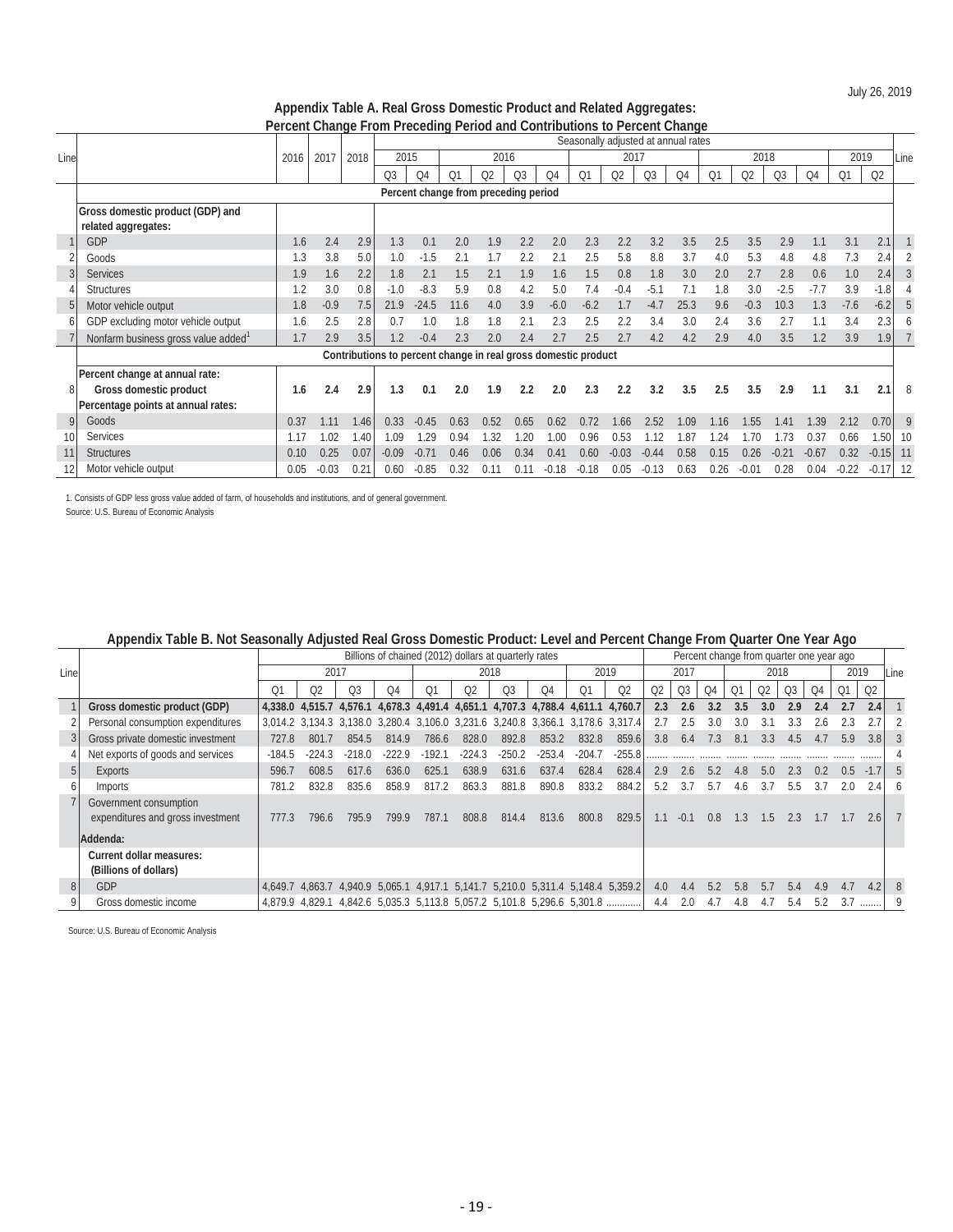July 26, 2019

## Appendix Table A. Real Gross Domestic Product and Related Aggregates: Percent Change From Preceding Period and Contributions to Percent Change

| Line | | 2016 | 2017 | 2018 | 2015 Q3 | 2015 Q4 | 2016 Q1 | 2016 Q2 | 2016 Q3 | 2016 Q4 | 2017 Q1 | 2017 Q2 | 2017 Q3 | 2017 Q4 | 2018 Q1 | 2018 Q2 | 2018 Q3 | 2018 Q4 | 2019 Q1 | 2019 Q2 | Line |
|---|---|---|---|---|---|---|---|---|---|---|---|---|---|---|---|---|---|---|---|---|---|
| | | | | | Seasonally adjusted at annual rates | | | | | | | | | | | | | | | | |
| | | | | | Percent change from preceding period | | | | | | | | | | | | | | | | |
| | **Gross domestic product (GDP) and related aggregates:** | | | | | | | | | | | | | | | | | | | | |
| 1 | GDP | 1.6 | 2.4 | 2.9 | 1.3 | 0.1 | 2.0 | 1.9 | 2.2 | 2.0 | 2.3 | 2.2 | 3.2 | 3.5 | 2.5 | 3.5 | 2.9 | 1.1 | 3.1 | 2.1 | 1 |
| 2 | Goods | 1.3 | 3.8 | 5.0 | 1.0 | -1.5 | 2.1 | 1.7 | 2.2 | 2.1 | 2.5 | 5.8 | 8.8 | 3.7 | 4.0 | 5.3 | 4.8 | 4.8 | 7.3 | 2.4 | 2 |
| 3 | Services | 1.9 | 1.6 | 2.2 | 1.8 | 2.1 | 1.5 | 2.1 | 1.9 | 1.6 | 1.5 | 0.8 | 1.8 | 3.0 | 2.0 | 2.7 | 2.8 | 0.6 | 1.0 | 2.4 | 3 |
| 4 | Structures | 1.2 | 3.0 | 0.8 | -1.0 | -8.3 | 5.9 | 0.8 | 4.2 | 5.0 | 7.4 | -0.4 | -5.1 | 7.1 | 1.8 | 3.0 | -2.5 | -7.7 | 3.9 | -1.8 | 4 |
| 5 | Motor vehicle output | 1.8 | -0.9 | 7.5 | 21.9 | -24.5 | 11.6 | 4.0 | 3.9 | -6.0 | -6.2 | 1.7 | -4.7 | 25.3 | 9.6 | -0.3 | 10.3 | 1.3 | -7.6 | -6.2 | 5 |
| 6 | GDP excluding motor vehicle output | 1.6 | 2.5 | 2.8 | 0.7 | 1.0 | 1.8 | 1.8 | 2.1 | 2.3 | 2.5 | 2.2 | 3.4 | 3.0 | 2.4 | 3.6 | 2.7 | 1.1 | 3.4 | 2.3 | 6 |
| 7 | Nonfarm business gross value added[1] | 1.7 | 2.9 | 3.5 | 1.2 | -0.4 | 2.3 | 2.0 | 2.4 | 2.7 | 2.5 | 2.7 | 4.2 | 4.2 | 2.9 | 4.0 | 3.5 | 1.2 | 3.9 | 1.9 | 7 |
| | | | | | Contributions to percent change in real gross domestic product | | | | | | | | | | | | | | | | |
| | **Percent change at annual rate:** | | | | | | | | | | | | | | | | | | | | |
| 8 | **Gross domestic product** | **1.6** | **2.4** | **2.9** | **1.3** | **0.1** | **2.0** | **1.9** | **2.2** | **2.0** | **2.3** | **2.2** | **3.2** | **3.5** | **2.5** | **3.5** | **2.9** | **1.1** | **3.1** | **2.1** | 8 |
| | **Percentage points at annual rates:** | | | | | | | | | | | | | | | | | | | | |
| 9 | Goods | 0.37 | 1.11 | 1.46 | 0.33 | -0.45 | 0.63 | 0.52 | 0.65 | 0.62 | 0.72 | 1.66 | 2.52 | 1.09 | 1.16 | 1.55 | 1.41 | 1.39 | 2.12 | 0.70 | 9 |
| 10 | Services | 1.17 | 1.02 | 1.40 | 1.09 | 1.29 | 0.94 | 1.32 | 1.20 | 1.00 | 0.96 | 0.53 | 1.12 | 1.87 | 1.24 | 1.70 | 1.73 | 0.37 | 0.66 | 1.50 | 10 |
| 11 | Structures | 0.10 | 0.25 | 0.07 | -0.09 | -0.71 | 0.46 | 0.06 | 0.34 | 0.41 | 0.60 | -0.03 | -0.44 | 0.58 | 0.15 | 0.26 | -0.21 | -0.67 | 0.32 | -0.15 | 11 |
| 12 | Motor vehicle output | 0.05 | -0.03 | 0.21 | 0.60 | -0.85 | 0.32 | 0.11 | 0.11 | -0.18 | -0.18 | 0.05 | -0.13 | 0.63 | 0.26 | -0.01 | 0.28 | 0.04 | -0.22 | -0.17 | 12 |

1. Consists of GDP less gross value added of farm, of households and institutions, and of general government.

Source: U.S. Bureau of Economic Analysis

## Appendix Table B. Not Seasonally Adjusted Real Gross Domestic Product: Level and Percent Change From Quarter One Year Ago

| Line | | 2017 Q1 | 2017 Q2 | 2017 Q3 | 2017 Q4 | 2018 Q1 | 2018 Q2 | 2018 Q3 | 2018 Q4 | 2019 Q1 | 2019 Q2 | 2017 Q2 | 2017 Q3 | 2017 Q4 | 2018 Q1 | 2018 Q2 | 2018 Q3 | 2018 Q4 | 2019 Q1 | 2019 Q2 | Line |
|---|---|---|---|---|---|---|---|---|---|---|---|---|---|---|---|---|---|---|---|---|---|
| | | Billions of chained (2012) dollars at quarterly rates | | | | | | | | | | Percent change from quarter one year ago | | | | | | | | | |
| 1 | **Gross domestic product (GDP)** | **4,338.0** | **4,515.7** | **4,576.1** | **4,678.3** | **4,491.4** | **4,651.1** | **4,707.3** | **4,788.4** | **4,611.1** | **4,760.7** | **2.3** | **2.6** | **3.2** | **3.5** | **3.0** | **2.9** | **2.4** | **2.7** | **2.4** | 1 |
| 2 | Personal consumption expenditures | 3,014.2 | 3,134.3 | 3,138.0 | 3,280.4 | 3,106.0 | 3,231.6 | 3,240.8 | 3,366.1 | 3,178.6 | 3,317.4 | 2.7 | 2.5 | 3.0 | 3.0 | 3.1 | 3.3 | 2.6 | 2.3 | 2.7 | 2 |
| 3 | Gross private domestic investment | 727.8 | 801.7 | 854.5 | 814.9 | 786.6 | 828.0 | 892.8 | 853.2 | 832.8 | 859.6 | 3.8 | 6.4 | 7.3 | 8.1 | 3.3 | 4.5 | 4.7 | 5.9 | 3.8 | 3 |
| 4 | Net exports of goods and services | -184.5 | -224.3 | -218.0 | -222.9 | -192.1 | -224.3 | -250.2 | -253.4 | -204.7 | -255.8 | ........ | ........ | ........ | ........ | ........ | ........ | ........ | ........ | ........ | 4 |
| 5 | Exports | 596.7 | 608.5 | 617.6 | 636.0 | 625.1 | 638.9 | 631.6 | 637.4 | 628.4 | 628.4 | 2.9 | 2.6 | 5.2 | 4.8 | 5.0 | 2.3 | 0.2 | 0.5 | -1.7 | 5 |
| 6 | Imports | 781.2 | 832.8 | 835.6 | 858.9 | 817.2 | 863.3 | 881.8 | 890.8 | 833.2 | 884.2 | 5.2 | 3.7 | 5.7 | 4.6 | 3.7 | 5.5 | 3.7 | 2.0 | 2.4 | 6 |
| 7 | Government consumption expenditures and gross investment | 777.3 | 796.6 | 795.9 | 799.9 | 787.1 | 808.8 | 814.4 | 813.6 | 800.8 | 829.5 | 1.1 | -0.1 | 0.8 | 1.3 | 1.5 | 2.3 | 1.7 | 1.7 | 2.6 | 7 |
| | **Addenda:** | | | | | | | | | | | | | | | | | | | | |
| | **Current dollar measures: (Billions of dollars)** | | | | | | | | | | | | | | | | | | | | |
| 8 | GDP | 4,649.7 | 4,863.7 | 4,940.9 | 5,065.1 | 4,917.1 | 5,141.7 | 5,210.0 | 5,311.4 | 5,148.4 | 5,359.2 | 4.0 | 4.4 | 5.2 | 5.8 | 5.7 | 5.4 | 4.9 | 4.7 | 4.2 | 8 |
| 9 | Gross domestic income | 4,879.9 | 4,829.1 | 4,842.6 | 5,035.3 | 5,113.8 | 5,057.2 | 5,101.8 | 5,296.6 | 5,301.8 | ............ | 4.4 | 2.0 | 4.7 | 4.8 | 4.7 | 5.4 | 5.2 | 3.7 | ........ | 9 |

Source: U.S. Bureau of Economic Analysis